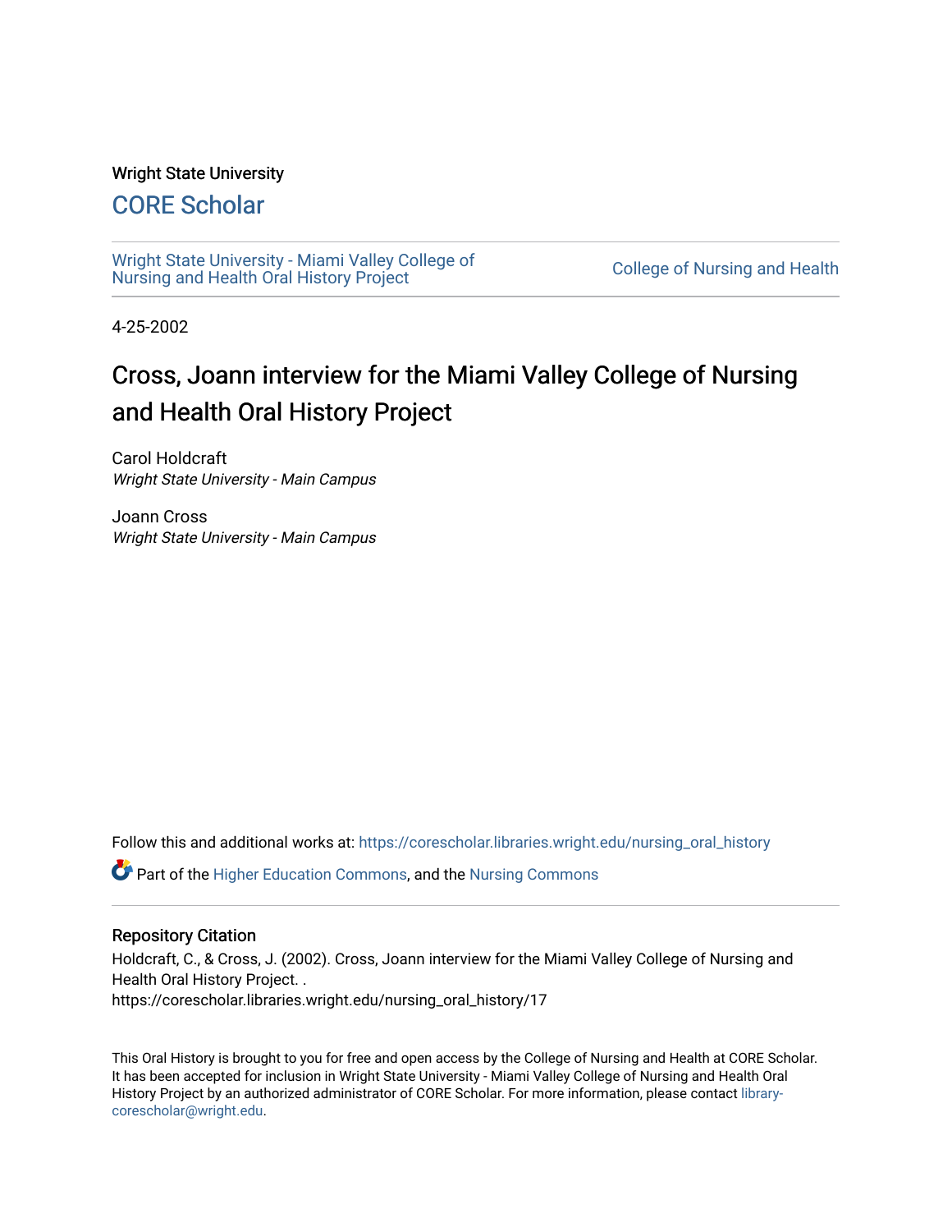Wright State University

## CORE Scholar

Wright State University - Miami Valley College of Nursing and Health Oral History Project

College of Nursing and Health

4-25-2002

# Cross, Joann interview for the Miami Valley College of Nursing and Health Oral History Project

Carol Holdcraft
*Wright State University - Main Campus*

Joann Cross
*Wright State University - Main Campus*

Follow this and additional works at: https://corescholar.libraries.wright.edu/nursing_oral_history

Part of the Higher Education Commons, and the Nursing Commons

### Repository Citation

Holdcraft, C., & Cross, J. (2002). Cross, Joann interview for the Miami Valley College of Nursing and Health Oral History Project. .
https://corescholar.libraries.wright.edu/nursing_oral_history/17

This Oral History is brought to you for free and open access by the College of Nursing and Health at CORE Scholar. It has been accepted for inclusion in Wright State University - Miami Valley College of Nursing and Health Oral History Project by an authorized administrator of CORE Scholar. For more information, please contact library-corescholar@wright.edu.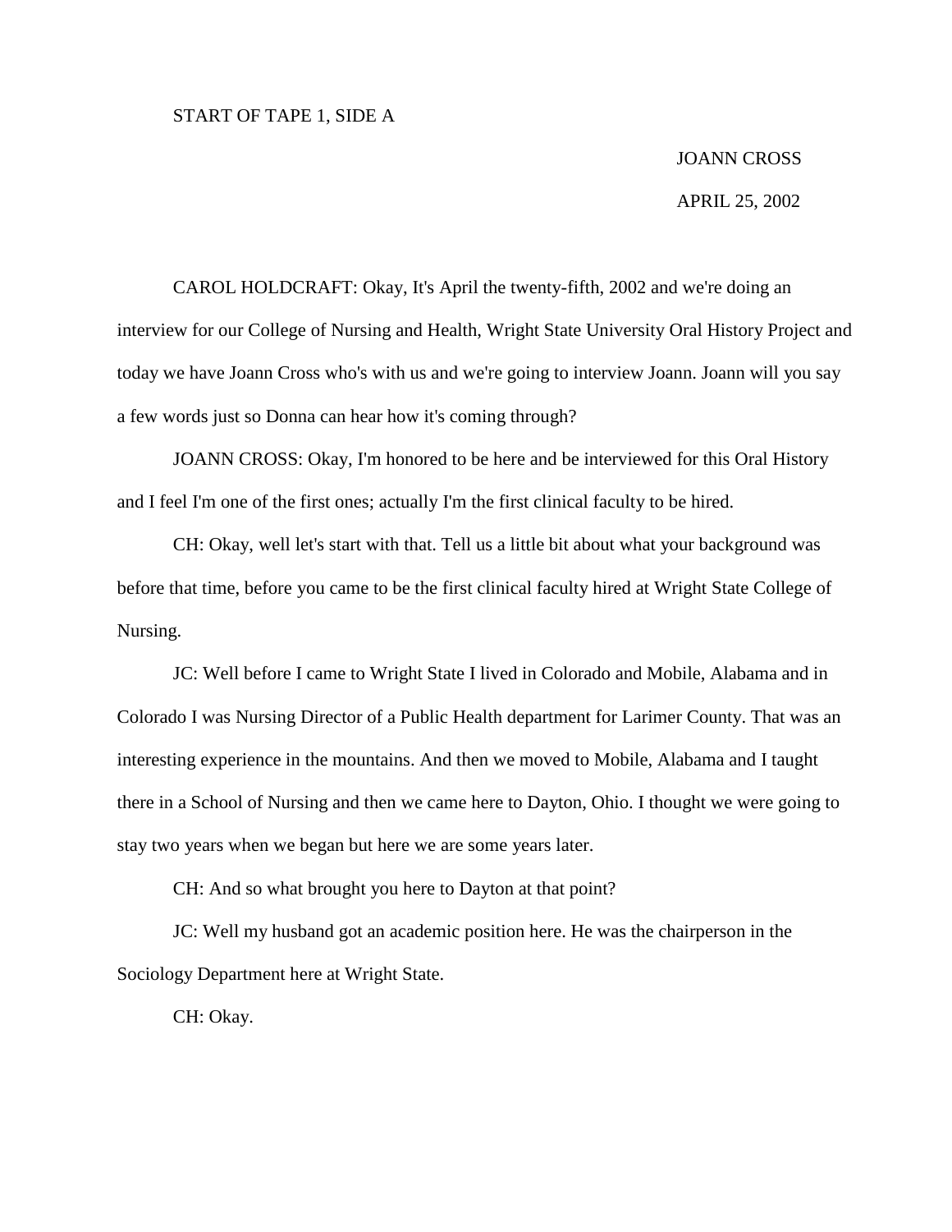START OF TAPE 1, SIDE A

JOANN CROSS

APRIL 25, 2002

CAROL HOLDCRAFT: Okay, It's April the twenty-fifth, 2002 and we're doing an interview for our College of Nursing and Health, Wright State University Oral History Project and today we have Joann Cross who's with us and we're going to interview Joann. Joann will you say a few words just so Donna can hear how it's coming through?

JOANN CROSS: Okay, I'm honored to be here and be interviewed for this Oral History and I feel I'm one of the first ones; actually I'm the first clinical faculty to be hired.

CH: Okay, well let's start with that. Tell us a little bit about what your background was before that time, before you came to be the first clinical faculty hired at Wright State College of Nursing.

JC: Well before I came to Wright State I lived in Colorado and Mobile, Alabama and in Colorado I was Nursing Director of a Public Health department for Larimer County. That was an interesting experience in the mountains. And then we moved to Mobile, Alabama and I taught there in a School of Nursing and then we came here to Dayton, Ohio. I thought we were going to stay two years when we began but here we are some years later.

CH: And so what brought you here to Dayton at that point?

JC: Well my husband got an academic position here. He was the chairperson in the Sociology Department here at Wright State.

CH: Okay.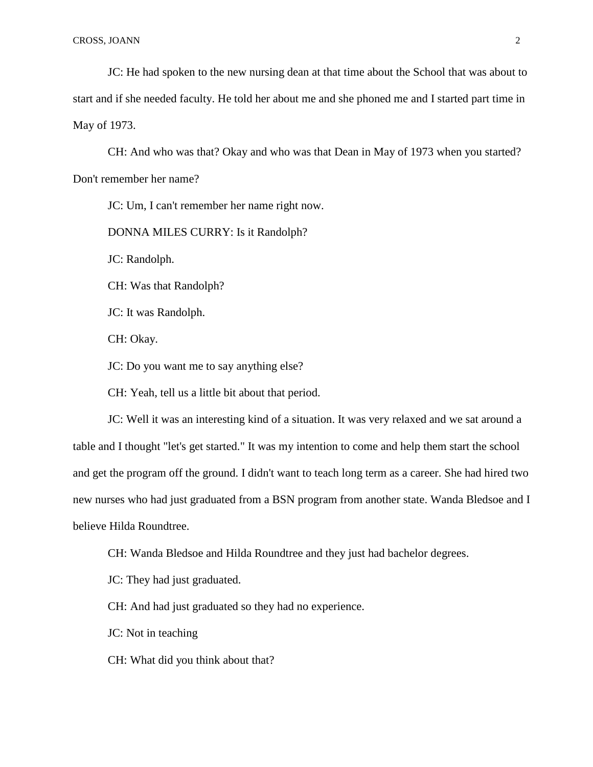JC: He had spoken to the new nursing dean at that time about the School that was about to start and if she needed faculty. He told her about me and she phoned me and I started part time in May of 1973.

CH: And who was that? Okay and who was that Dean in May of 1973 when you started? Don't remember her name?

JC: Um, I can't remember her name right now.

DONNA MILES CURRY: Is it Randolph?

JC: Randolph.

CH: Was that Randolph?

JC: It was Randolph.

CH: Okay.

JC: Do you want me to say anything else?

CH: Yeah, tell us a little bit about that period.

JC: Well it was an interesting kind of a situation. It was very relaxed and we sat around a table and I thought "let's get started." It was my intention to come and help them start the school and get the program off the ground. I didn't want to teach long term as a career. She had hired two new nurses who had just graduated from a BSN program from another state. Wanda Bledsoe and I believe Hilda Roundtree.

CH: Wanda Bledsoe and Hilda Roundtree and they just had bachelor degrees.

JC: They had just graduated.

CH: And had just graduated so they had no experience.

JC: Not in teaching

CH: What did you think about that?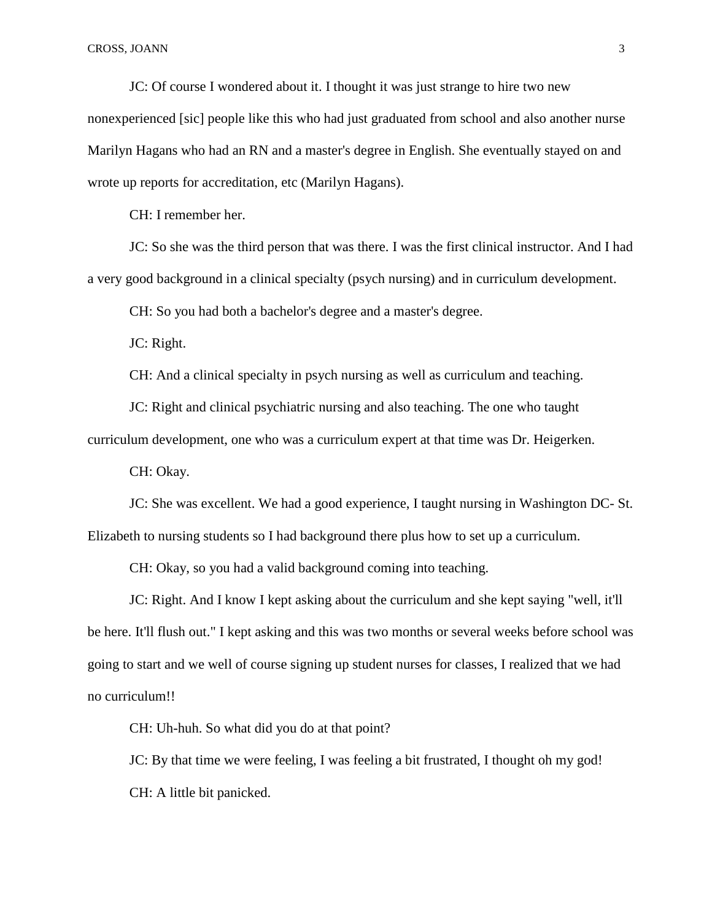JC: Of course I wondered about it. I thought it was just strange to hire two new nonexperienced [sic] people like this who had just graduated from school and also another nurse Marilyn Hagans who had an RN and a master's degree in English. She eventually stayed on and wrote up reports for accreditation, etc (Marilyn Hagans).

CH: I remember her.

JC: So she was the third person that was there. I was the first clinical instructor. And I had a very good background in a clinical specialty (psych nursing) and in curriculum development.

CH: So you had both a bachelor's degree and a master's degree.

JC: Right.

CH: And a clinical specialty in psych nursing as well as curriculum and teaching.

JC: Right and clinical psychiatric nursing and also teaching. The one who taught curriculum development, one who was a curriculum expert at that time was Dr. Heigerken.

CH: Okay.

JC: She was excellent. We had a good experience, I taught nursing in Washington DC- St. Elizabeth to nursing students so I had background there plus how to set up a curriculum.

CH: Okay, so you had a valid background coming into teaching.

JC: Right. And I know I kept asking about the curriculum and she kept saying "well, it'll be here. It'll flush out." I kept asking and this was two months or several weeks before school was going to start and we well of course signing up student nurses for classes, I realized that we had no curriculum!!

CH: Uh-huh. So what did you do at that point?

JC: By that time we were feeling, I was feeling a bit frustrated, I thought oh my god!

CH: A little bit panicked.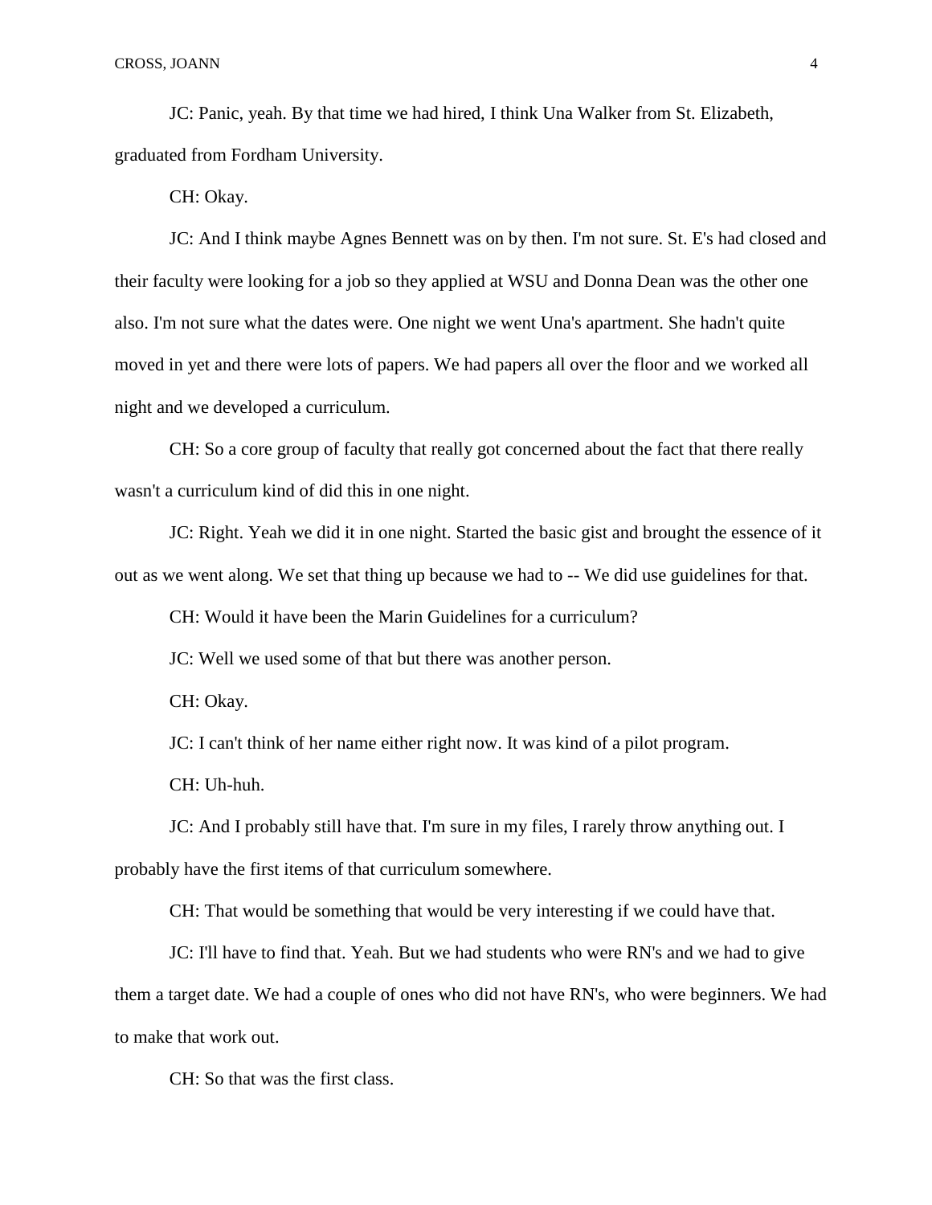JC: Panic, yeah. By that time we had hired, I think Una Walker from St. Elizabeth, graduated from Fordham University.

CH: Okay.

JC: And I think maybe Agnes Bennett was on by then. I'm not sure. St. E's had closed and their faculty were looking for a job so they applied at WSU and Donna Dean was the other one also. I'm not sure what the dates were. One night we went Una's apartment. She hadn't quite moved in yet and there were lots of papers. We had papers all over the floor and we worked all night and we developed a curriculum.

CH: So a core group of faculty that really got concerned about the fact that there really wasn't a curriculum kind of did this in one night.

JC: Right. Yeah we did it in one night. Started the basic gist and brought the essence of it out as we went along. We set that thing up because we had to -- We did use guidelines for that.

CH: Would it have been the Marin Guidelines for a curriculum?

JC: Well we used some of that but there was another person.

CH: Okay.

JC: I can't think of her name either right now. It was kind of a pilot program.

CH: Uh-huh.

JC: And I probably still have that. I'm sure in my files, I rarely throw anything out. I probably have the first items of that curriculum somewhere.

CH: That would be something that would be very interesting if we could have that.

JC: I'll have to find that. Yeah. But we had students who were RN's and we had to give them a target date. We had a couple of ones who did not have RN's, who were beginners. We had to make that work out.

CH: So that was the first class.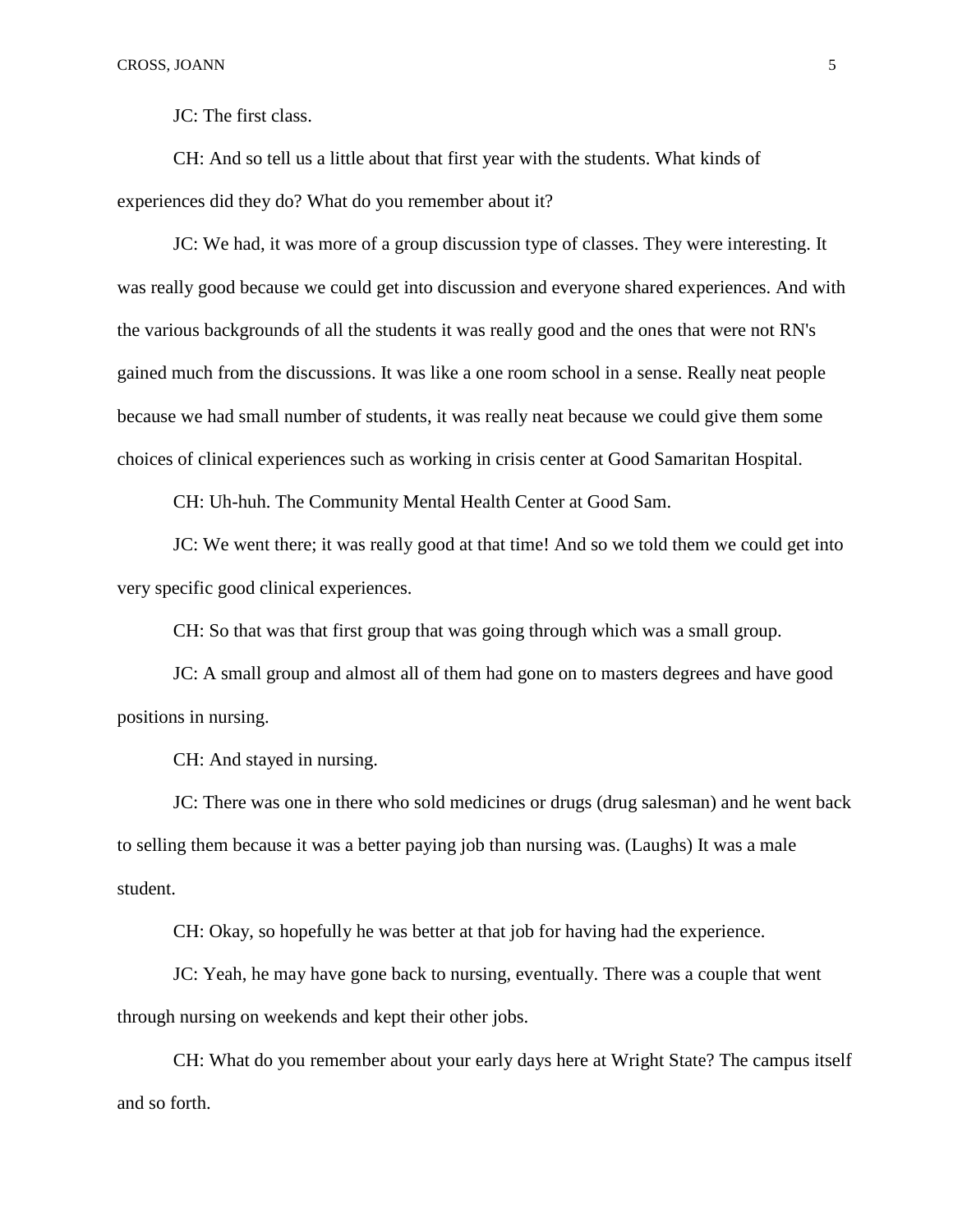JC: The first class.

CH: And so tell us a little about that first year with the students. What kinds of experiences did they do? What do you remember about it?

JC: We had, it was more of a group discussion type of classes. They were interesting. It was really good because we could get into discussion and everyone shared experiences. And with the various backgrounds of all the students it was really good and the ones that were not RN's gained much from the discussions. It was like a one room school in a sense. Really neat people because we had small number of students, it was really neat because we could give them some choices of clinical experiences such as working in crisis center at Good Samaritan Hospital.

CH: Uh-huh. The Community Mental Health Center at Good Sam.

JC: We went there; it was really good at that time! And so we told them we could get into very specific good clinical experiences.

CH: So that was that first group that was going through which was a small group.

JC: A small group and almost all of them had gone on to masters degrees and have good positions in nursing.

CH: And stayed in nursing.

JC: There was one in there who sold medicines or drugs (drug salesman) and he went back to selling them because it was a better paying job than nursing was. (Laughs) It was a male student.

CH: Okay, so hopefully he was better at that job for having had the experience.

JC: Yeah, he may have gone back to nursing, eventually. There was a couple that went through nursing on weekends and kept their other jobs.

CH: What do you remember about your early days here at Wright State? The campus itself and so forth.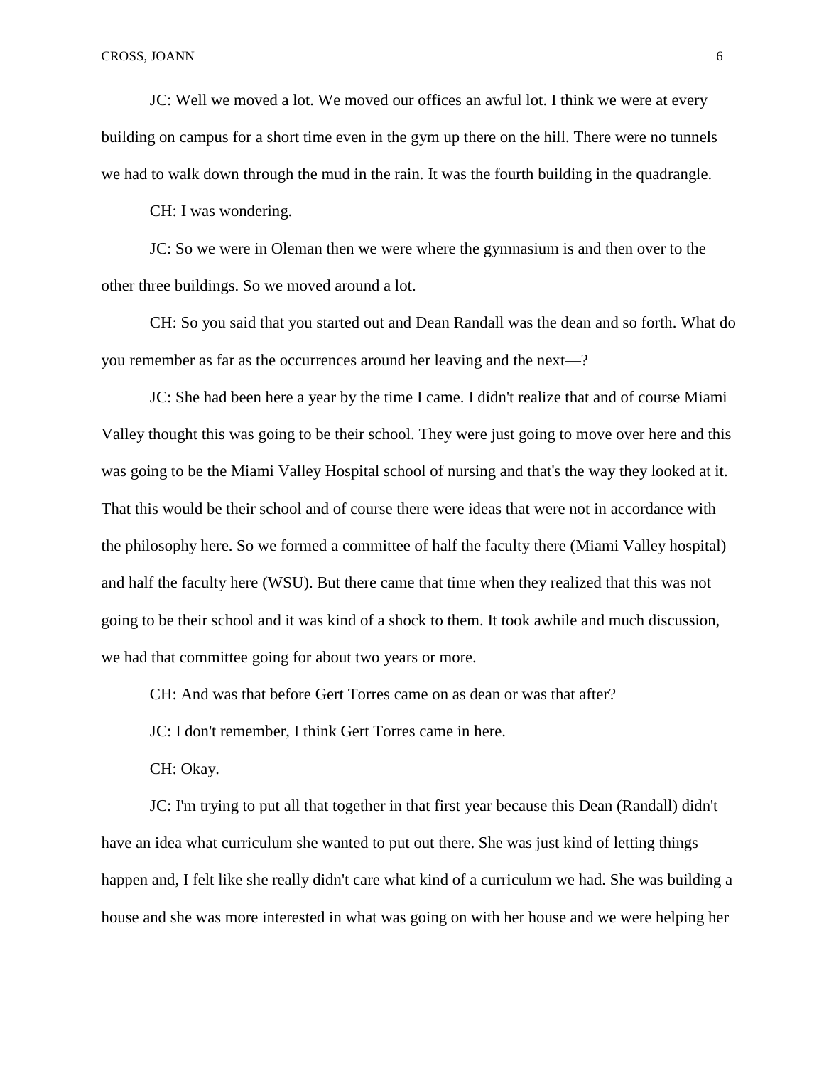JC: Well we moved a lot. We moved our offices an awful lot. I think we were at every building on campus for a short time even in the gym up there on the hill. There were no tunnels we had to walk down through the mud in the rain. It was the fourth building in the quadrangle.

CH: I was wondering.

JC: So we were in Oleman then we were where the gymnasium is and then over to the other three buildings. So we moved around a lot.

CH: So you said that you started out and Dean Randall was the dean and so forth. What do you remember as far as the occurrences around her leaving and the next—?

JC: She had been here a year by the time I came. I didn't realize that and of course Miami Valley thought this was going to be their school. They were just going to move over here and this was going to be the Miami Valley Hospital school of nursing and that's the way they looked at it. That this would be their school and of course there were ideas that were not in accordance with the philosophy here. So we formed a committee of half the faculty there (Miami Valley hospital) and half the faculty here (WSU). But there came that time when they realized that this was not going to be their school and it was kind of a shock to them. It took awhile and much discussion, we had that committee going for about two years or more.

CH: And was that before Gert Torres came on as dean or was that after?

JC: I don't remember, I think Gert Torres came in here.

CH: Okay.

JC: I'm trying to put all that together in that first year because this Dean (Randall) didn't have an idea what curriculum she wanted to put out there. She was just kind of letting things happen and, I felt like she really didn't care what kind of a curriculum we had. She was building a house and she was more interested in what was going on with her house and we were helping her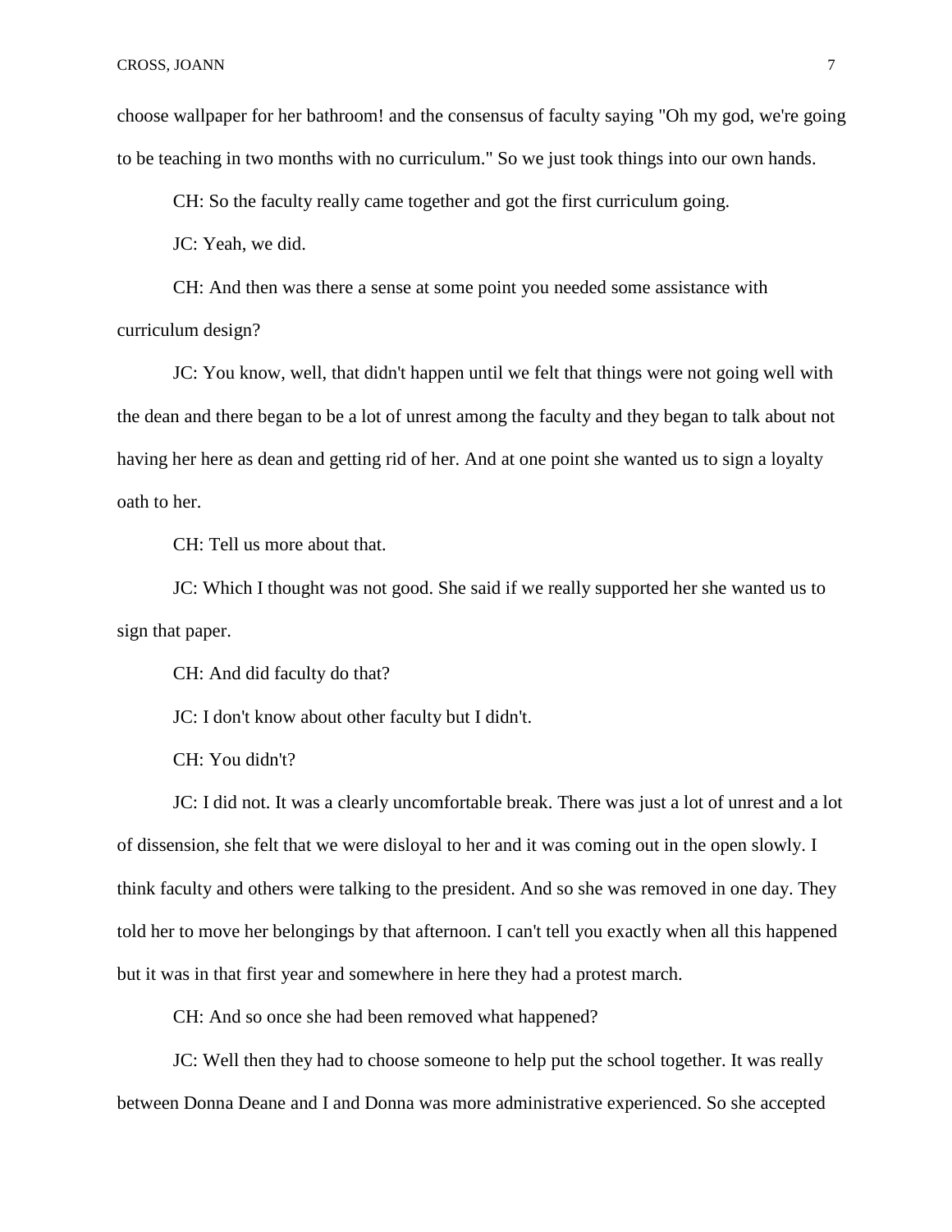choose wallpaper for her bathroom! and the consensus of faculty saying "Oh my god, we're going to be teaching in two months with no curriculum." So we just took things into our own hands.

CH: So the faculty really came together and got the first curriculum going.

JC: Yeah, we did.

CH: And then was there a sense at some point you needed some assistance with curriculum design?

JC: You know, well, that didn't happen until we felt that things were not going well with the dean and there began to be a lot of unrest among the faculty and they began to talk about not having her here as dean and getting rid of her. And at one point she wanted us to sign a loyalty oath to her.

CH: Tell us more about that.

JC: Which I thought was not good. She said if we really supported her she wanted us to sign that paper.

CH: And did faculty do that?

JC: I don't know about other faculty but I didn't.

CH: You didn't?

JC: I did not. It was a clearly uncomfortable break. There was just a lot of unrest and a lot of dissension, she felt that we were disloyal to her and it was coming out in the open slowly. I think faculty and others were talking to the president. And so she was removed in one day. They told her to move her belongings by that afternoon. I can't tell you exactly when all this happened but it was in that first year and somewhere in here they had a protest march.

CH: And so once she had been removed what happened?

JC: Well then they had to choose someone to help put the school together. It was really between Donna Deane and I and Donna was more administrative experienced. So she accepted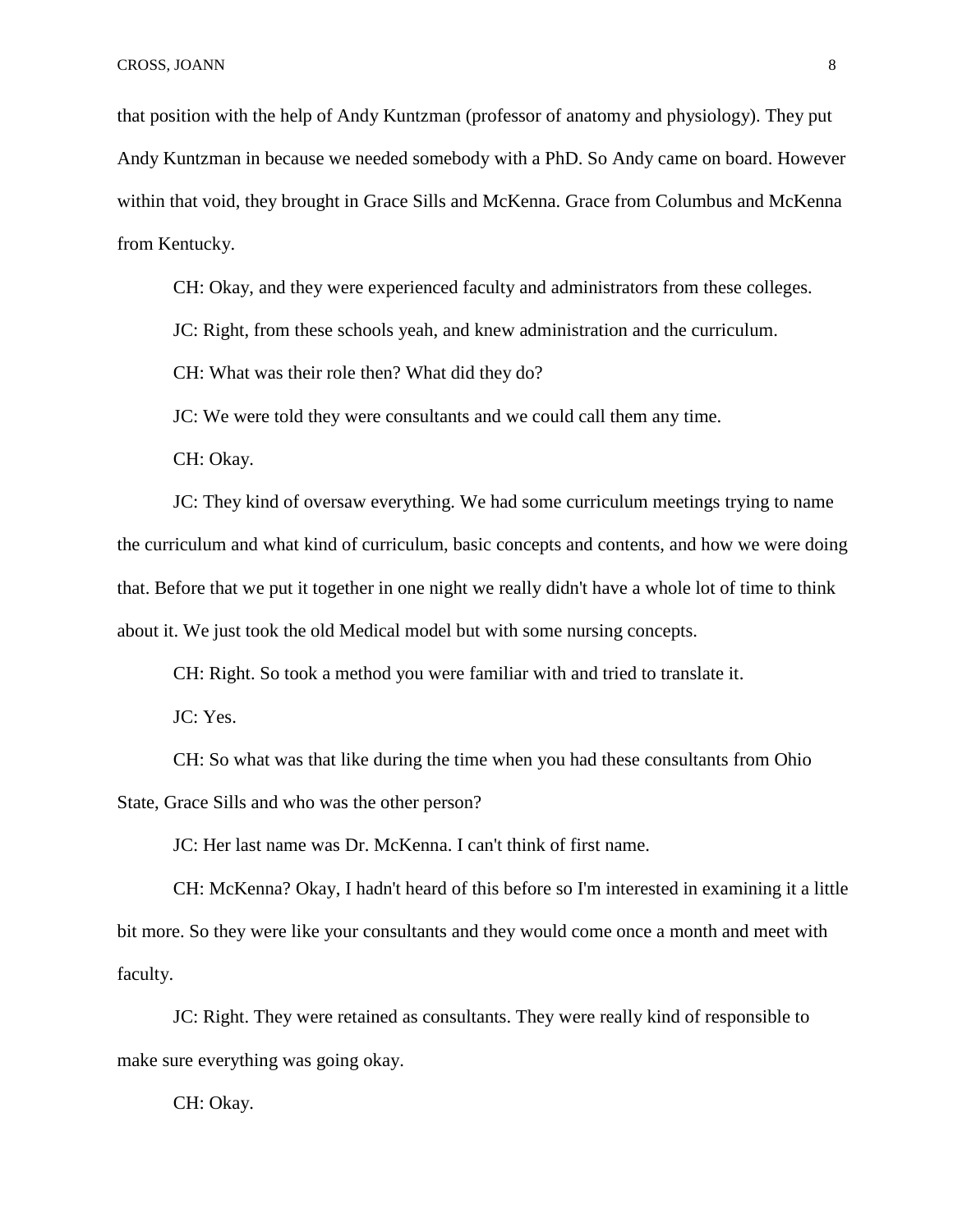that position with the help of Andy Kuntzman (professor of anatomy and physiology). They put Andy Kuntzman in because we needed somebody with a PhD. So Andy came on board. However within that void, they brought in Grace Sills and McKenna. Grace from Columbus and McKenna from Kentucky.

CH: Okay, and they were experienced faculty and administrators from these colleges.

JC: Right, from these schools yeah, and knew administration and the curriculum.

CH: What was their role then? What did they do?

JC: We were told they were consultants and we could call them any time.

CH: Okay.

JC: They kind of oversaw everything. We had some curriculum meetings trying to name the curriculum and what kind of curriculum, basic concepts and contents, and how we were doing that. Before that we put it together in one night we really didn't have a whole lot of time to think about it. We just took the old Medical model but with some nursing concepts.

CH: Right. So took a method you were familiar with and tried to translate it.

JC: Yes.

CH: So what was that like during the time when you had these consultants from Ohio State, Grace Sills and who was the other person?

JC: Her last name was Dr. McKenna. I can't think of first name.

CH: McKenna? Okay, I hadn't heard of this before so I'm interested in examining it a little bit more. So they were like your consultants and they would come once a month and meet with faculty.

JC: Right. They were retained as consultants. They were really kind of responsible to make sure everything was going okay.

CH: Okay.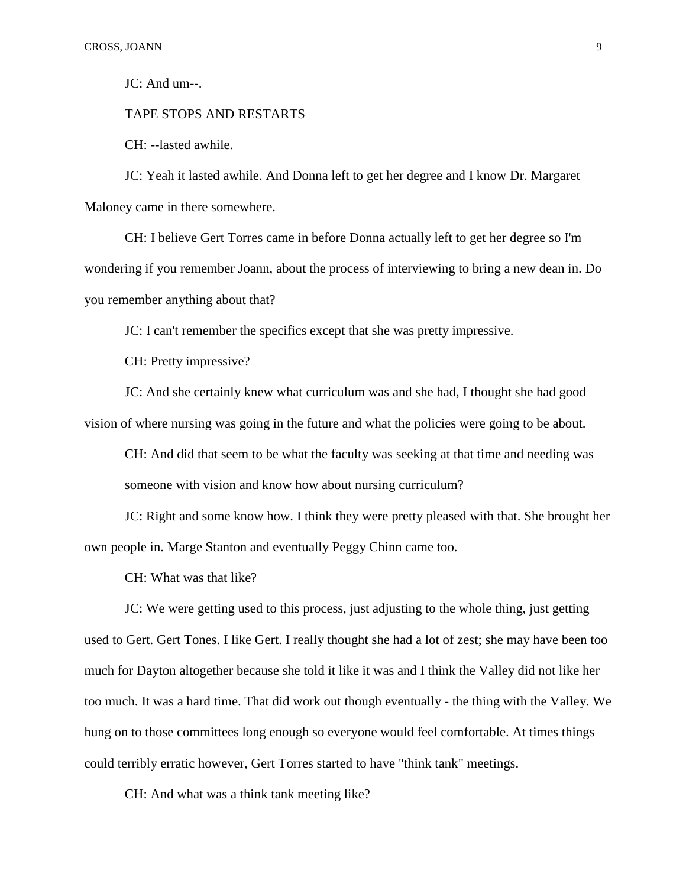JC: And um--.

TAPE STOPS AND RESTARTS

CH: --lasted awhile.

JC: Yeah it lasted awhile. And Donna left to get her degree and I know Dr. Margaret Maloney came in there somewhere.

CH: I believe Gert Torres came in before Donna actually left to get her degree so I'm wondering if you remember Joann, about the process of interviewing to bring a new dean in. Do you remember anything about that?

JC: I can't remember the specifics except that she was pretty impressive.

CH: Pretty impressive?

JC: And she certainly knew what curriculum was and she had, I thought she had good vision of where nursing was going in the future and what the policies were going to be about.

CH: And did that seem to be what the faculty was seeking at that time and needing was someone with vision and know how about nursing curriculum?

JC: Right and some know how. I think they were pretty pleased with that. She brought her own people in. Marge Stanton and eventually Peggy Chinn came too.

CH: What was that like?

JC: We were getting used to this process, just adjusting to the whole thing, just getting used to Gert. Gert Tones. I like Gert. I really thought she had a lot of zest; she may have been too much for Dayton altogether because she told it like it was and I think the Valley did not like her too much. It was a hard time. That did work out though eventually - the thing with the Valley. We hung on to those committees long enough so everyone would feel comfortable. At times things could terribly erratic however, Gert Torres started to have "think tank" meetings.

CH: And what was a think tank meeting like?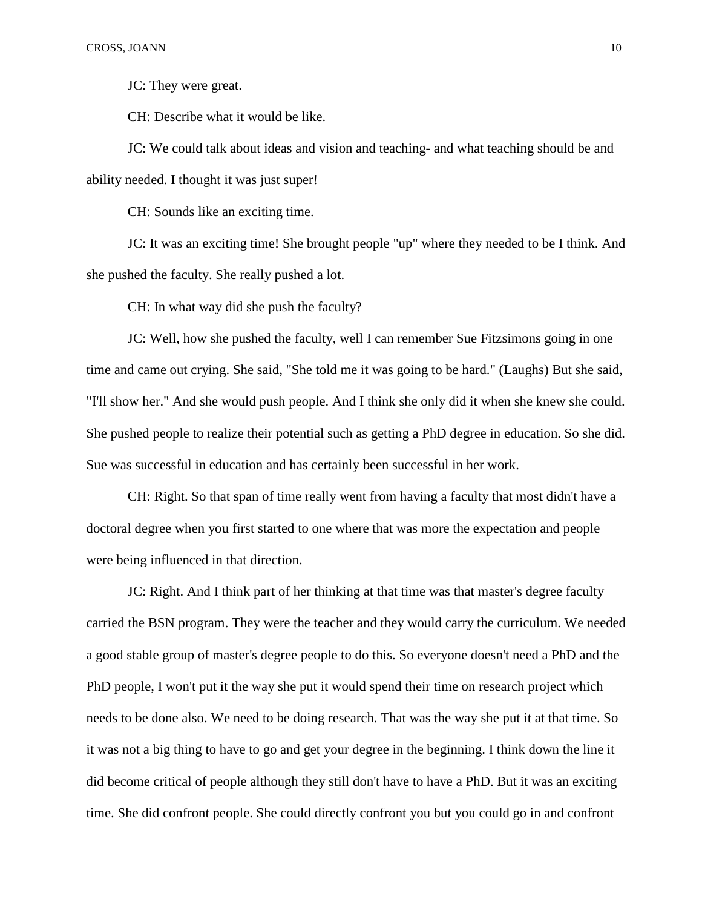JC: They were great.

CH: Describe what it would be like.

JC: We could talk about ideas and vision and teaching- and what teaching should be and ability needed. I thought it was just super!

CH: Sounds like an exciting time.

JC: It was an exciting time! She brought people "up" where they needed to be I think. And she pushed the faculty. She really pushed a lot.

CH: In what way did she push the faculty?

JC: Well, how she pushed the faculty, well I can remember Sue Fitzsimons going in one time and came out crying. She said, "She told me it was going to be hard." (Laughs) But she said, "I'll show her." And she would push people. And I think she only did it when she knew she could. She pushed people to realize their potential such as getting a PhD degree in education. So she did. Sue was successful in education and has certainly been successful in her work.

CH: Right. So that span of time really went from having a faculty that most didn't have a doctoral degree when you first started to one where that was more the expectation and people were being influenced in that direction.

JC: Right. And I think part of her thinking at that time was that master's degree faculty carried the BSN program. They were the teacher and they would carry the curriculum. We needed a good stable group of master's degree people to do this. So everyone doesn't need a PhD and the PhD people, I won't put it the way she put it would spend their time on research project which needs to be done also. We need to be doing research. That was the way she put it at that time. So it was not a big thing to have to go and get your degree in the beginning. I think down the line it did become critical of people although they still don't have to have a PhD. But it was an exciting time. She did confront people. She could directly confront you but you could go in and confront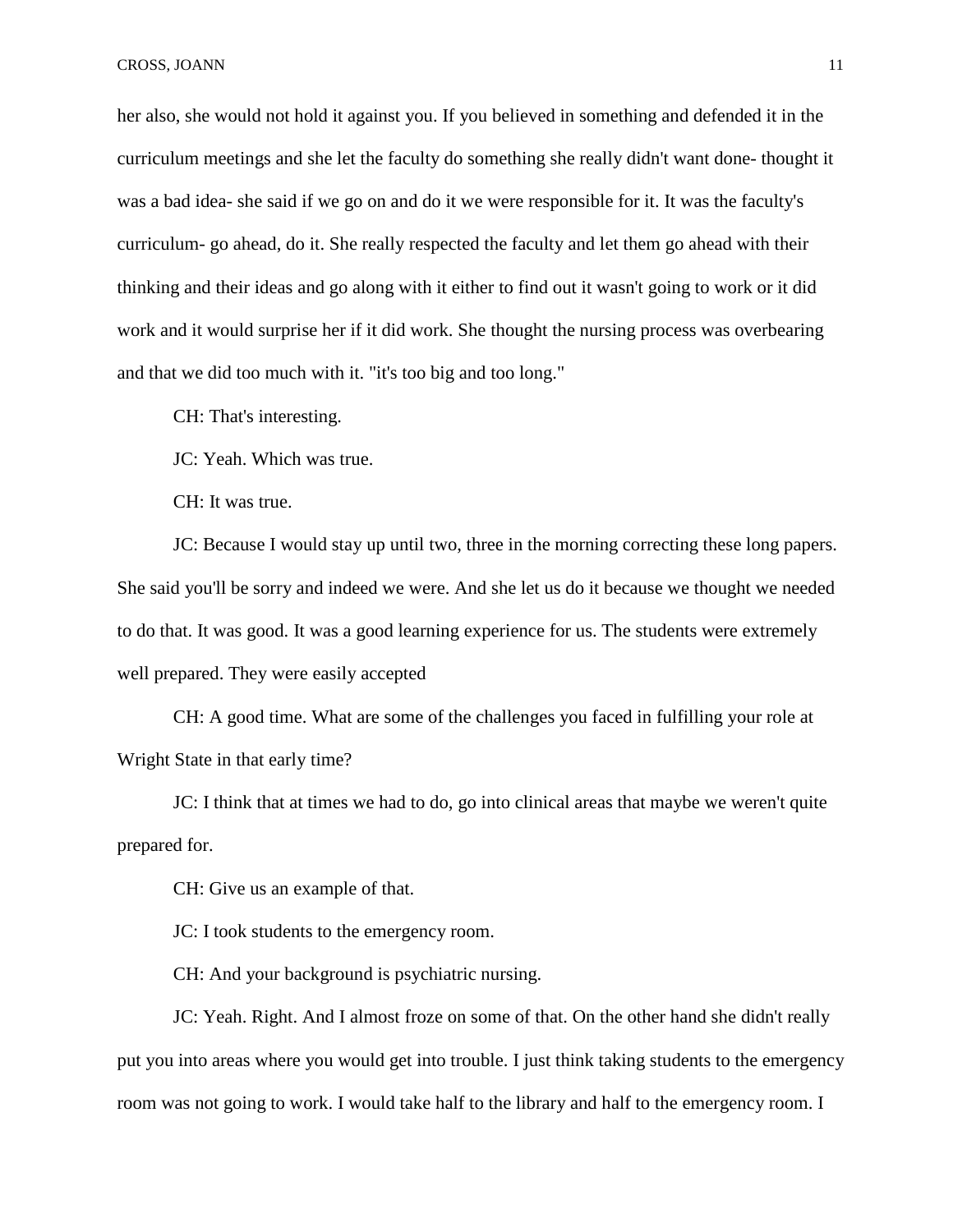her also, she would not hold it against you. If you believed in something and defended it in the curriculum meetings and she let the faculty do something she really didn't want done- thought it was a bad idea- she said if we go on and do it we were responsible for it. It was the faculty's curriculum- go ahead, do it. She really respected the faculty and let them go ahead with their thinking and their ideas and go along with it either to find out it wasn't going to work or it did work and it would surprise her if it did work. She thought the nursing process was overbearing and that we did too much with it. "it's too big and too long."

CH: That's interesting.

JC: Yeah. Which was true.

CH: It was true.

JC: Because I would stay up until two, three in the morning correcting these long papers. She said you'll be sorry and indeed we were. And she let us do it because we thought we needed to do that. It was good. It was a good learning experience for us. The students were extremely well prepared. They were easily accepted

CH: A good time. What are some of the challenges you faced in fulfilling your role at Wright State in that early time?

JC: I think that at times we had to do, go into clinical areas that maybe we weren't quite prepared for.

CH: Give us an example of that.

JC: I took students to the emergency room.

CH: And your background is psychiatric nursing.

JC: Yeah. Right. And I almost froze on some of that. On the other hand she didn't really put you into areas where you would get into trouble. I just think taking students to the emergency room was not going to work. I would take half to the library and half to the emergency room. I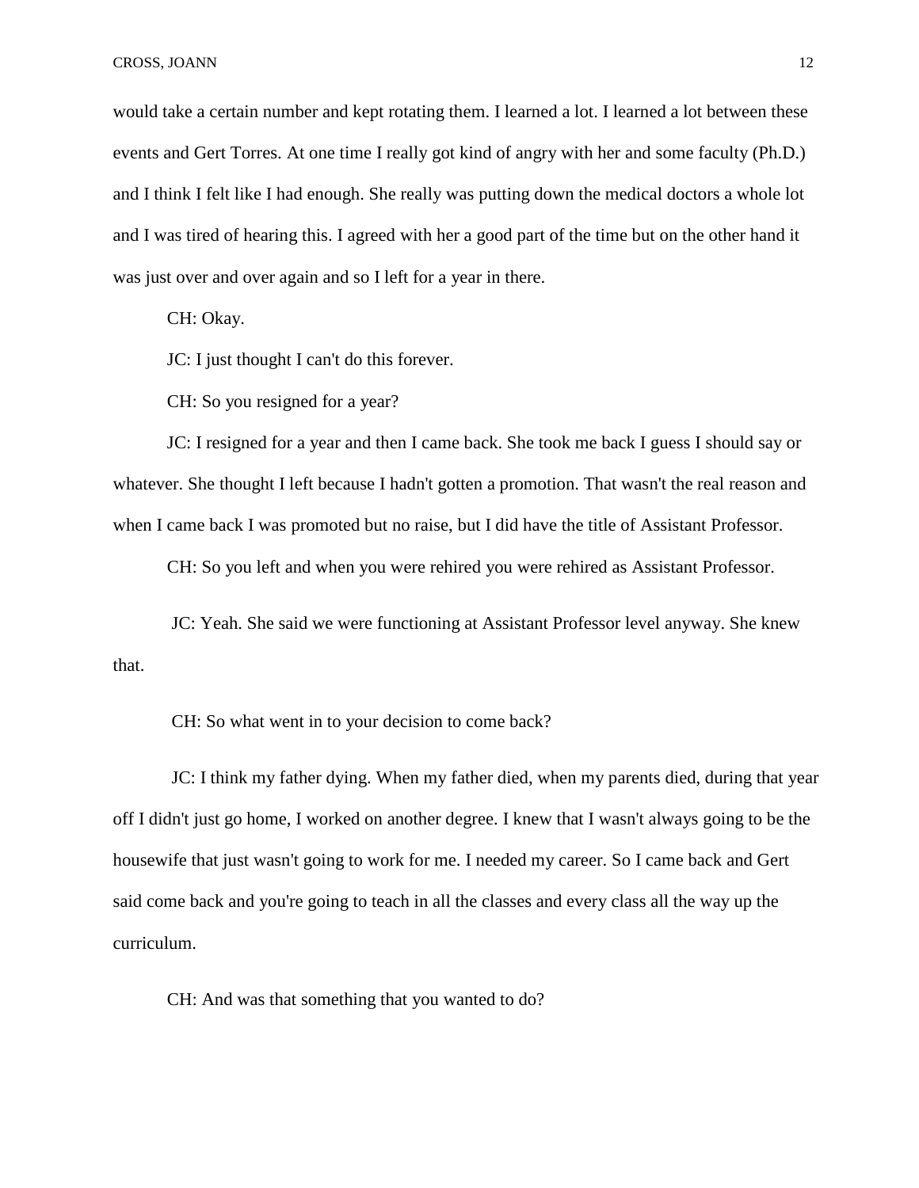would take a certain number and kept rotating them. I learned a lot. I learned a lot between these events and Gert Torres. At one time I really got kind of angry with her and some faculty (Ph.D.) and I think I felt like I had enough. She really was putting down the medical doctors a whole lot and I was tired of hearing this. I agreed with her a good part of the time but on the other hand it was just over and over again and so I left for a year in there.

CH: Okay.

JC: I just thought I can't do this forever.

CH: So you resigned for a year?

JC: I resigned for a year and then I came back. She took me back I guess I should say or whatever. She thought I left because I hadn't gotten a promotion. That wasn't the real reason and when I came back I was promoted but no raise, but I did have the title of Assistant Professor.

CH: So you left and when you were rehired you were rehired as Assistant Professor.

JC: Yeah. She said we were functioning at Assistant Professor level anyway. She knew that.

CH: So what went in to your decision to come back?

JC: I think my father dying. When my father died, when my parents died, during that year off I didn't just go home, I worked on another degree. I knew that I wasn't always going to be the housewife that just wasn't going to work for me. I needed my career. So I came back and Gert said come back and you're going to teach in all the classes and every class all the way up the curriculum.

CH: And was that something that you wanted to do?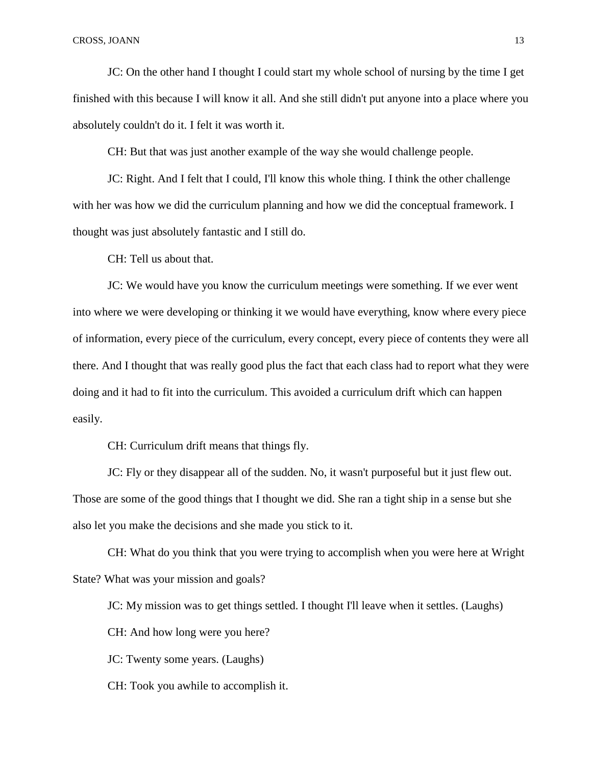JC: On the other hand I thought I could start my whole school of nursing by the time I get finished with this because I will know it all. And she still didn't put anyone into a place where you absolutely couldn't do it. I felt it was worth it.

CH: But that was just another example of the way she would challenge people.

JC: Right. And I felt that I could, I'll know this whole thing. I think the other challenge with her was how we did the curriculum planning and how we did the conceptual framework. I thought was just absolutely fantastic and I still do.

CH: Tell us about that.

JC: We would have you know the curriculum meetings were something. If we ever went into where we were developing or thinking it we would have everything, know where every piece of information, every piece of the curriculum, every concept, every piece of contents they were all there. And I thought that was really good plus the fact that each class had to report what they were doing and it had to fit into the curriculum. This avoided a curriculum drift which can happen easily.

CH: Curriculum drift means that things fly.

JC: Fly or they disappear all of the sudden. No, it wasn't purposeful but it just flew out. Those are some of the good things that I thought we did. She ran a tight ship in a sense but she also let you make the decisions and she made you stick to it.

CH: What do you think that you were trying to accomplish when you were here at Wright State? What was your mission and goals?

JC: My mission was to get things settled. I thought I'll leave when it settles. (Laughs)

CH: And how long were you here?

JC: Twenty some years. (Laughs)

CH: Took you awhile to accomplish it.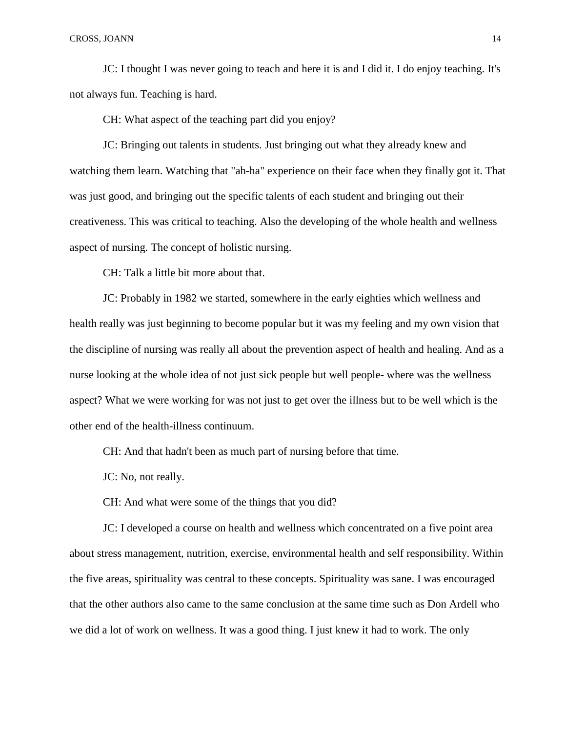JC: I thought I was never going to teach and here it is and I did it. I do enjoy teaching. It's not always fun. Teaching is hard.

CH: What aspect of the teaching part did you enjoy?

JC: Bringing out talents in students. Just bringing out what they already knew and watching them learn. Watching that "ah-ha" experience on their face when they finally got it. That was just good, and bringing out the specific talents of each student and bringing out their creativeness. This was critical to teaching. Also the developing of the whole health and wellness aspect of nursing. The concept of holistic nursing.

CH: Talk a little bit more about that.

JC: Probably in 1982 we started, somewhere in the early eighties which wellness and health really was just beginning to become popular but it was my feeling and my own vision that the discipline of nursing was really all about the prevention aspect of health and healing. And as a nurse looking at the whole idea of not just sick people but well people- where was the wellness aspect? What we were working for was not just to get over the illness but to be well which is the other end of the health-illness continuum.

CH: And that hadn't been as much part of nursing before that time.

JC: No, not really.

CH: And what were some of the things that you did?

JC: I developed a course on health and wellness which concentrated on a five point area about stress management, nutrition, exercise, environmental health and self responsibility. Within the five areas, spirituality was central to these concepts. Spirituality was sane. I was encouraged that the other authors also came to the same conclusion at the same time such as Don Ardell who we did a lot of work on wellness. It was a good thing. I just knew it had to work. The only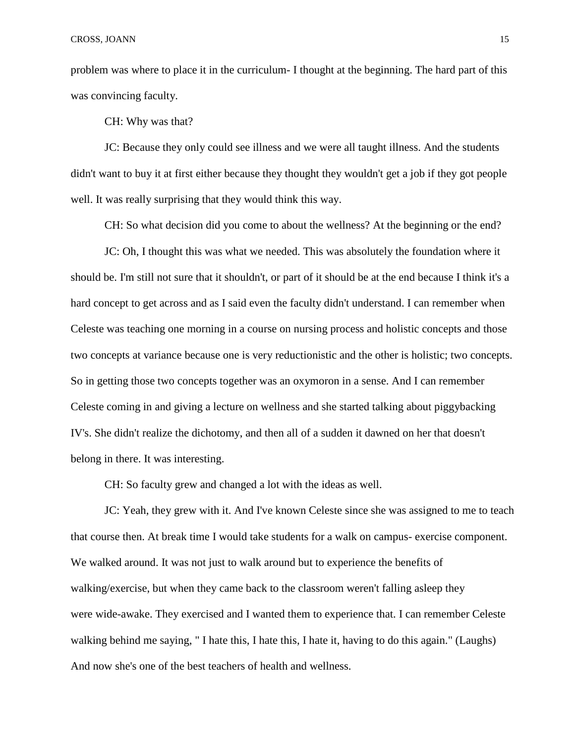problem was where to place it in the curriculum- I thought at the beginning. The hard part of this was convincing faculty.

CH: Why was that?

JC: Because they only could see illness and we were all taught illness. And the students didn't want to buy it at first either because they thought they wouldn't get a job if they got people well. It was really surprising that they would think this way.

CH: So what decision did you come to about the wellness? At the beginning or the end?

JC: Oh, I thought this was what we needed. This was absolutely the foundation where it should be. I'm still not sure that it shouldn't, or part of it should be at the end because I think it's a hard concept to get across and as I said even the faculty didn't understand. I can remember when Celeste was teaching one morning in a course on nursing process and holistic concepts and those two concepts at variance because one is very reductionistic and the other is holistic; two concepts. So in getting those two concepts together was an oxymoron in a sense. And I can remember Celeste coming in and giving a lecture on wellness and she started talking about piggybacking IV's. She didn't realize the dichotomy, and then all of a sudden it dawned on her that doesn't belong in there. It was interesting.

CH: So faculty grew and changed a lot with the ideas as well.

JC: Yeah, they grew with it. And I've known Celeste since she was assigned to me to teach that course then. At break time I would take students for a walk on campus- exercise component. We walked around. It was not just to walk around but to experience the benefits of walking/exercise, but when they came back to the classroom weren't falling asleep they were wide-awake. They exercised and I wanted them to experience that. I can remember Celeste walking behind me saying, " I hate this, I hate this, I hate it, having to do this again." (Laughs) And now she's one of the best teachers of health and wellness.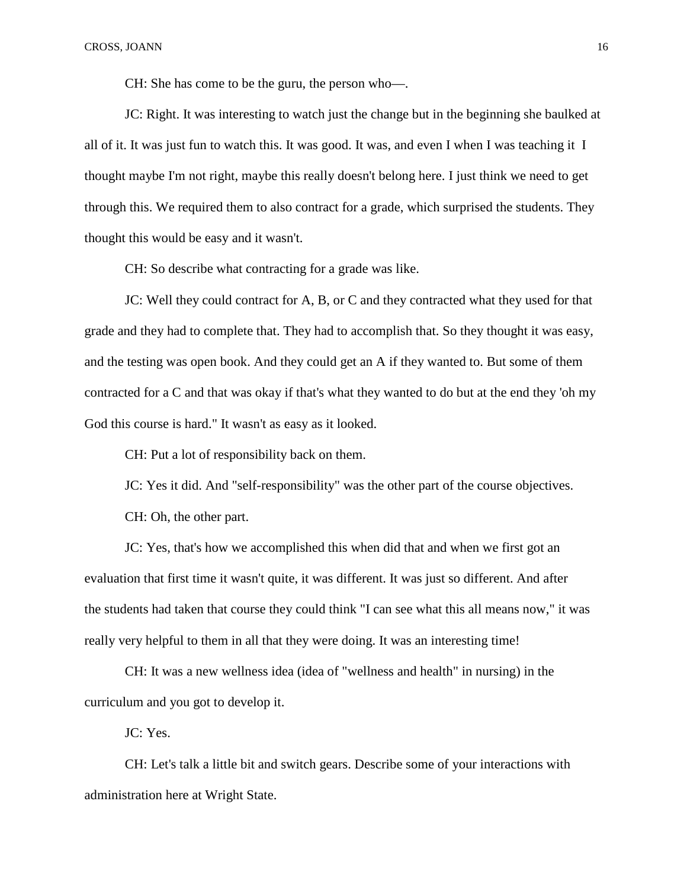CH: She has come to be the guru, the person who—.

JC: Right. It was interesting to watch just the change but in the beginning she baulked at all of it. It was just fun to watch this. It was good. It was, and even I when I was teaching it I thought maybe I'm not right, maybe this really doesn't belong here. I just think we need to get through this. We required them to also contract for a grade, which surprised the students. They thought this would be easy and it wasn't.

CH: So describe what contracting for a grade was like.

JC: Well they could contract for A, B, or C and they contracted what they used for that grade and they had to complete that. They had to accomplish that. So they thought it was easy, and the testing was open book. And they could get an A if they wanted to. But some of them contracted for a C and that was okay if that's what they wanted to do but at the end they 'oh my God this course is hard." It wasn't as easy as it looked.

CH: Put a lot of responsibility back on them.

JC: Yes it did. And "self-responsibility" was the other part of the course objectives.

CH: Oh, the other part.

JC: Yes, that's how we accomplished this when did that and when we first got an evaluation that first time it wasn't quite, it was different. It was just so different. And after the students had taken that course they could think "I can see what this all means now," it was really very helpful to them in all that they were doing. It was an interesting time!

CH: It was a new wellness idea (idea of "wellness and health" in nursing) in the curriculum and you got to develop it.

JC: Yes.

CH: Let's talk a little bit and switch gears. Describe some of your interactions with administration here at Wright State.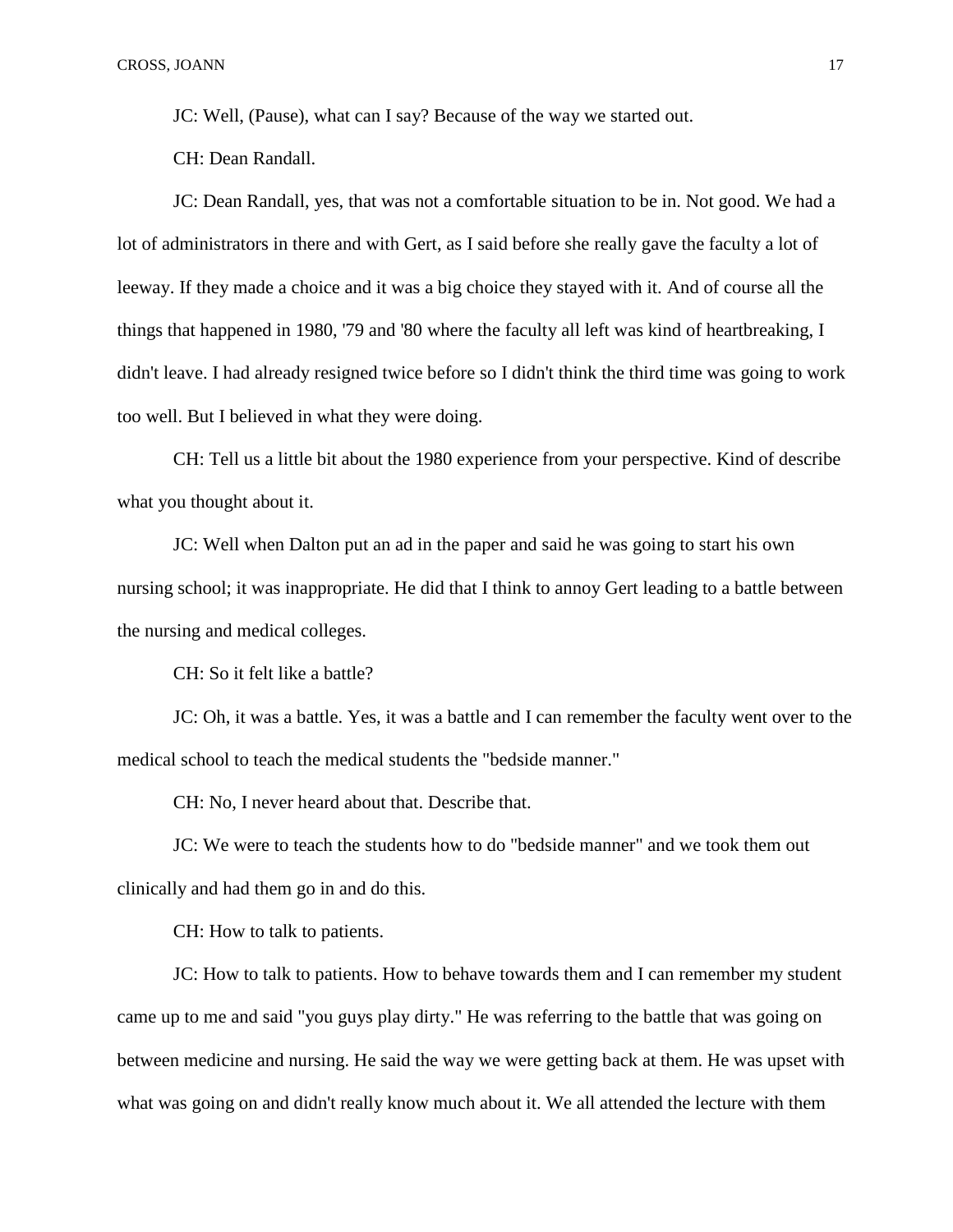JC: Well, (Pause), what can I say? Because of the way we started out.

CH: Dean Randall.

JC: Dean Randall, yes, that was not a comfortable situation to be in. Not good. We had a lot of administrators in there and with Gert, as I said before she really gave the faculty a lot of leeway. If they made a choice and it was a big choice they stayed with it. And of course all the things that happened in 1980, '79 and '80 where the faculty all left was kind of heartbreaking, I didn't leave. I had already resigned twice before so I didn't think the third time was going to work too well. But I believed in what they were doing.

CH: Tell us a little bit about the 1980 experience from your perspective. Kind of describe what you thought about it.

JC: Well when Dalton put an ad in the paper and said he was going to start his own nursing school; it was inappropriate. He did that I think to annoy Gert leading to a battle between the nursing and medical colleges.

CH: So it felt like a battle?

JC: Oh, it was a battle. Yes, it was a battle and I can remember the faculty went over to the medical school to teach the medical students the "bedside manner."

CH: No, I never heard about that. Describe that.

JC: We were to teach the students how to do "bedside manner" and we took them out clinically and had them go in and do this.

CH: How to talk to patients.

JC: How to talk to patients. How to behave towards them and I can remember my student came up to me and said "you guys play dirty." He was referring to the battle that was going on between medicine and nursing. He said the way we were getting back at them. He was upset with what was going on and didn't really know much about it. We all attended the lecture with them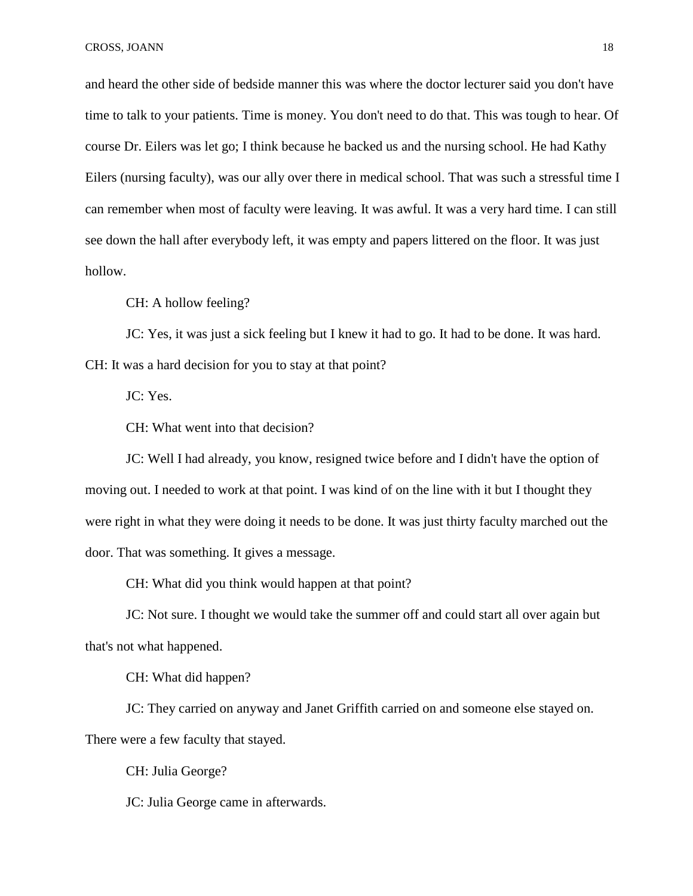and heard the other side of bedside manner this was where the doctor lecturer said you don't have time to talk to your patients. Time is money. You don't need to do that. This was tough to hear. Of course Dr. Eilers was let go; I think because he backed us and the nursing school. He had Kathy Eilers (nursing faculty), was our ally over there in medical school. That was such a stressful time I can remember when most of faculty were leaving. It was awful. It was a very hard time. I can still see down the hall after everybody left, it was empty and papers littered on the floor. It was just hollow.

CH: A hollow feeling?

JC: Yes, it was just a sick feeling but I knew it had to go. It had to be done. It was hard.

CH: It was a hard decision for you to stay at that point?

JC: Yes.

CH: What went into that decision?

JC: Well I had already, you know, resigned twice before and I didn't have the option of moving out. I needed to work at that point. I was kind of on the line with it but I thought they were right in what they were doing it needs to be done. It was just thirty faculty marched out the door. That was something. It gives a message.

CH: What did you think would happen at that point?

JC: Not sure. I thought we would take the summer off and could start all over again but that's not what happened.

CH: What did happen?

JC: They carried on anyway and Janet Griffith carried on and someone else stayed on. There were a few faculty that stayed.

CH: Julia George?

JC: Julia George came in afterwards.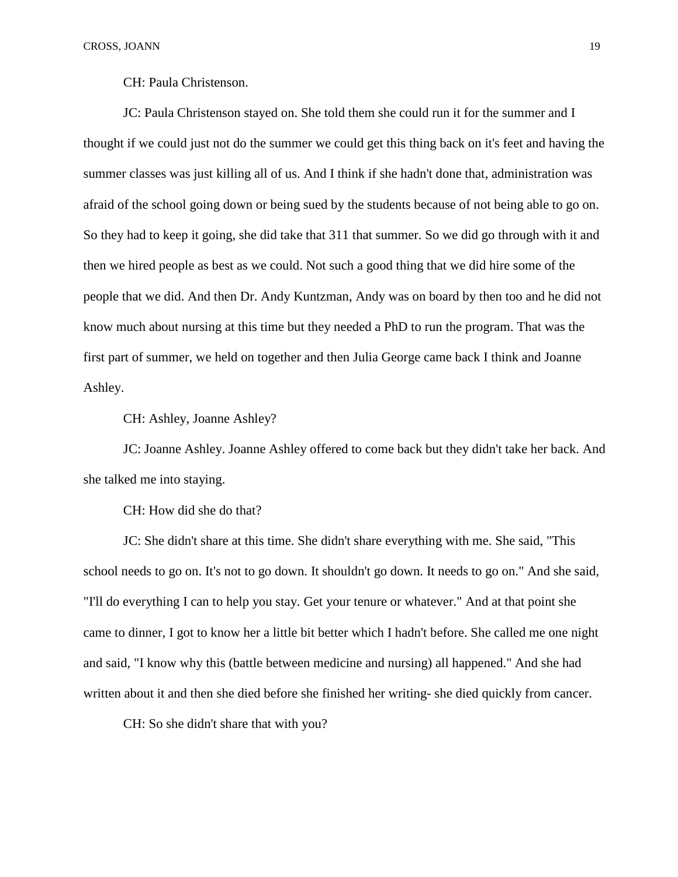CH: Paula Christenson.

JC: Paula Christenson stayed on. She told them she could run it for the summer and I thought if we could just not do the summer we could get this thing back on it's feet and having the summer classes was just killing all of us. And I think if she hadn't done that, administration was afraid of the school going down or being sued by the students because of not being able to go on. So they had to keep it going, she did take that 311 that summer. So we did go through with it and then we hired people as best as we could. Not such a good thing that we did hire some of the people that we did. And then Dr. Andy Kuntzman, Andy was on board by then too and he did not know much about nursing at this time but they needed a PhD to run the program. That was the first part of summer, we held on together and then Julia George came back I think and Joanne Ashley.

CH: Ashley, Joanne Ashley?

JC: Joanne Ashley. Joanne Ashley offered to come back but they didn't take her back. And she talked me into staying.

CH: How did she do that?

JC: She didn't share at this time. She didn't share everything with me. She said, "This school needs to go on. It's not to go down. It shouldn't go down. It needs to go on." And she said, "I'll do everything I can to help you stay. Get your tenure or whatever." And at that point she came to dinner, I got to know her a little bit better which I hadn't before. She called me one night and said, "I know why this (battle between medicine and nursing) all happened." And she had written about it and then she died before she finished her writing- she died quickly from cancer.

CH: So she didn't share that with you?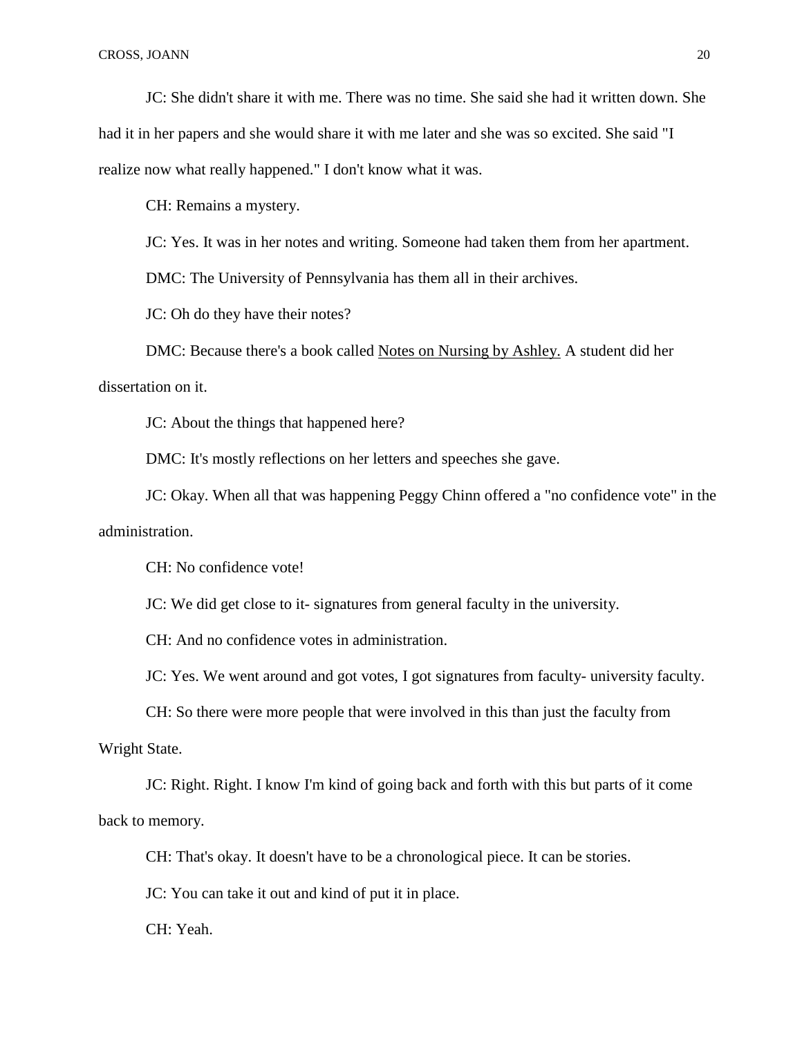JC: She didn't share it with me. There was no time. She said she had it written down. She had it in her papers and she would share it with me later and she was so excited. She said "I realize now what really happened." I don't know what it was.

CH: Remains a mystery.

JC: Yes. It was in her notes and writing. Someone had taken them from her apartment.

DMC: The University of Pennsylvania has them all in their archives.

JC: Oh do they have their notes?

DMC: Because there's a book called <u>Notes on Nursing by Ashley.</u> A student did her dissertation on it.

JC: About the things that happened here?

DMC: It's mostly reflections on her letters and speeches she gave.

JC: Okay. When all that was happening Peggy Chinn offered a "no confidence vote" in the administration.

CH: No confidence vote!

JC: We did get close to it- signatures from general faculty in the university.

CH: And no confidence votes in administration.

JC: Yes. We went around and got votes, I got signatures from faculty- university faculty.

CH: So there were more people that were involved in this than just the faculty from Wright State.

JC: Right. Right. I know I'm kind of going back and forth with this but parts of it come back to memory.

CH: That's okay. It doesn't have to be a chronological piece. It can be stories.

JC: You can take it out and kind of put it in place.

CH: Yeah.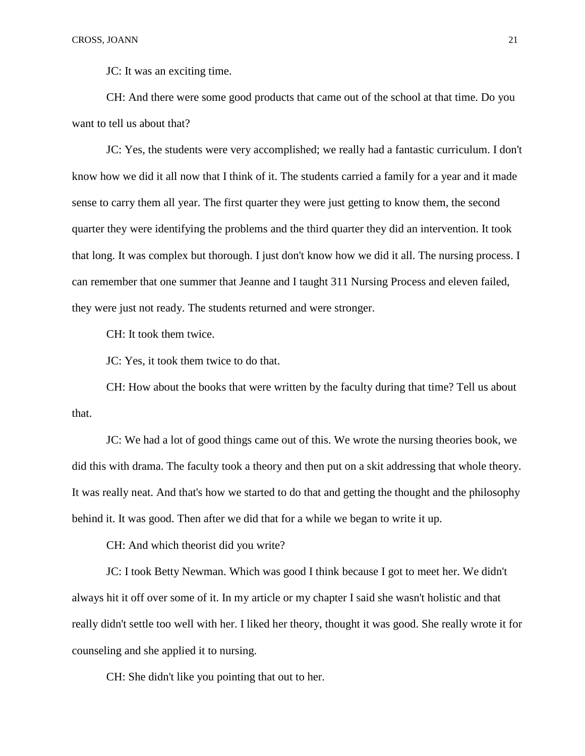JC: It was an exciting time.

CH: And there were some good products that came out of the school at that time. Do you want to tell us about that?

JC: Yes, the students were very accomplished; we really had a fantastic curriculum. I don't know how we did it all now that I think of it. The students carried a family for a year and it made sense to carry them all year. The first quarter they were just getting to know them, the second quarter they were identifying the problems and the third quarter they did an intervention. It took that long. It was complex but thorough. I just don't know how we did it all. The nursing process. I can remember that one summer that Jeanne and I taught 311 Nursing Process and eleven failed, they were just not ready. The students returned and were stronger.

CH: It took them twice.

JC: Yes, it took them twice to do that.

CH: How about the books that were written by the faculty during that time? Tell us about that.

JC: We had a lot of good things came out of this. We wrote the nursing theories book, we did this with drama. The faculty took a theory and then put on a skit addressing that whole theory. It was really neat. And that's how we started to do that and getting the thought and the philosophy behind it. It was good. Then after we did that for a while we began to write it up.

CH: And which theorist did you write?

JC: I took Betty Newman. Which was good I think because I got to meet her. We didn't always hit it off over some of it. In my article or my chapter I said she wasn't holistic and that really didn't settle too well with her. I liked her theory, thought it was good. She really wrote it for counseling and she applied it to nursing.

CH: She didn't like you pointing that out to her.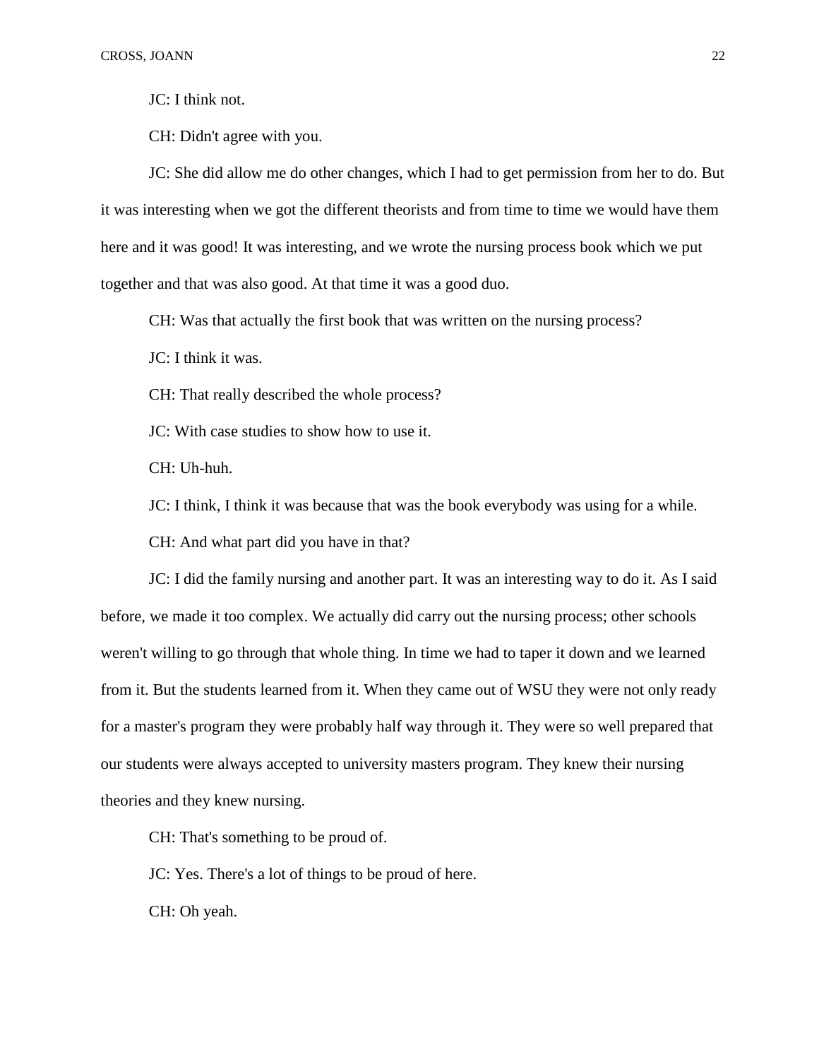JC: I think not.

CH: Didn't agree with you.

JC: She did allow me do other changes, which I had to get permission from her to do. But it was interesting when we got the different theorists and from time to time we would have them here and it was good! It was interesting, and we wrote the nursing process book which we put together and that was also good. At that time it was a good duo.

CH: Was that actually the first book that was written on the nursing process?

JC: I think it was.

CH: That really described the whole process?

JC: With case studies to show how to use it.

CH: Uh-huh.

JC: I think, I think it was because that was the book everybody was using for a while.

CH: And what part did you have in that?

JC: I did the family nursing and another part. It was an interesting way to do it. As I said before, we made it too complex. We actually did carry out the nursing process; other schools weren't willing to go through that whole thing. In time we had to taper it down and we learned from it. But the students learned from it. When they came out of WSU they were not only ready for a master's program they were probably half way through it. They were so well prepared that our students were always accepted to university masters program. They knew their nursing theories and they knew nursing.

CH: That's something to be proud of.

JC: Yes. There's a lot of things to be proud of here.

CH: Oh yeah.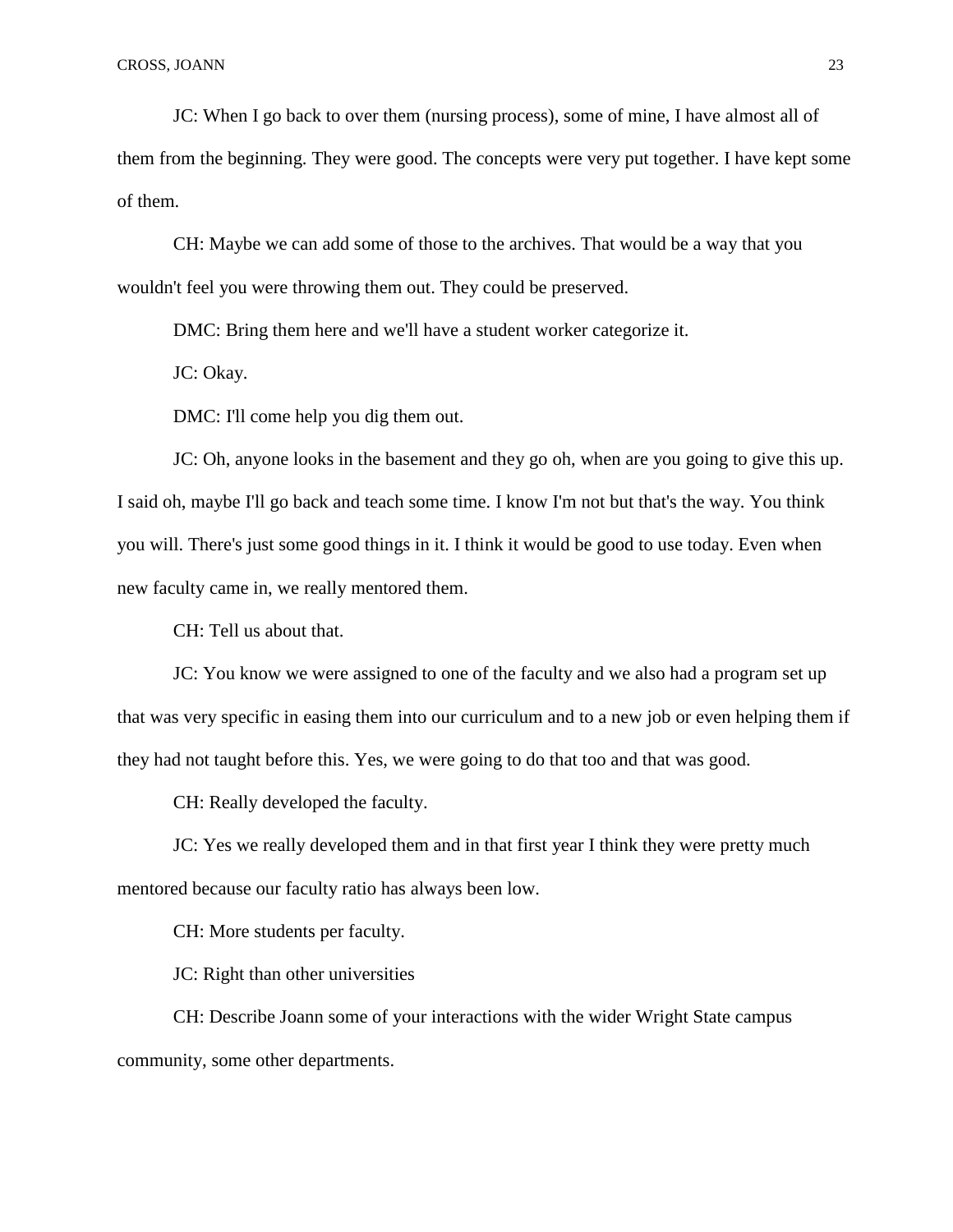JC: When I go back to over them (nursing process), some of mine, I have almost all of them from the beginning. They were good. The concepts were very put together. I have kept some of them.

CH: Maybe we can add some of those to the archives. That would be a way that you wouldn't feel you were throwing them out. They could be preserved.

DMC: Bring them here and we'll have a student worker categorize it.

JC: Okay.

DMC: I'll come help you dig them out.

JC: Oh, anyone looks in the basement and they go oh, when are you going to give this up. I said oh, maybe I'll go back and teach some time. I know I'm not but that's the way. You think you will. There's just some good things in it. I think it would be good to use today. Even when new faculty came in, we really mentored them.

CH: Tell us about that.

JC: You know we were assigned to one of the faculty and we also had a program set up that was very specific in easing them into our curriculum and to a new job or even helping them if they had not taught before this. Yes, we were going to do that too and that was good.

CH: Really developed the faculty.

JC: Yes we really developed them and in that first year I think they were pretty much mentored because our faculty ratio has always been low.

CH: More students per faculty.

JC: Right than other universities

CH: Describe Joann some of your interactions with the wider Wright State campus community, some other departments.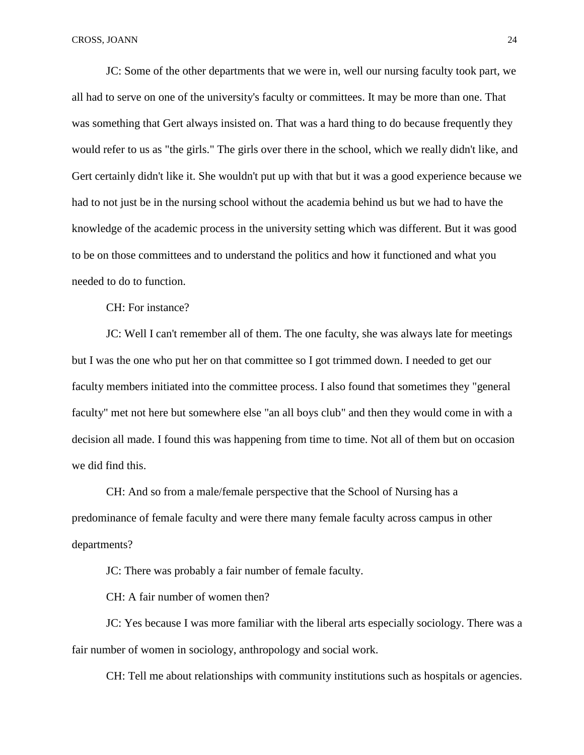JC: Some of the other departments that we were in, well our nursing faculty took part, we all had to serve on one of the university's faculty or committees. It may be more than one. That was something that Gert always insisted on. That was a hard thing to do because frequently they would refer to us as "the girls." The girls over there in the school, which we really didn't like, and Gert certainly didn't like it. She wouldn't put up with that but it was a good experience because we had to not just be in the nursing school without the academia behind us but we had to have the knowledge of the academic process in the university setting which was different. But it was good to be on those committees and to understand the politics and how it functioned and what you needed to do to function.

CH: For instance?

JC: Well I can't remember all of them. The one faculty, she was always late for meetings but I was the one who put her on that committee so I got trimmed down. I needed to get our faculty members initiated into the committee process. I also found that sometimes they "general faculty" met not here but somewhere else "an all boys club" and then they would come in with a decision all made. I found this was happening from time to time. Not all of them but on occasion we did find this.

CH: And so from a male/female perspective that the School of Nursing has a predominance of female faculty and were there many female faculty across campus in other departments?

JC: There was probably a fair number of female faculty.

CH: A fair number of women then?

JC: Yes because I was more familiar with the liberal arts especially sociology. There was a fair number of women in sociology, anthropology and social work.

CH: Tell me about relationships with community institutions such as hospitals or agencies.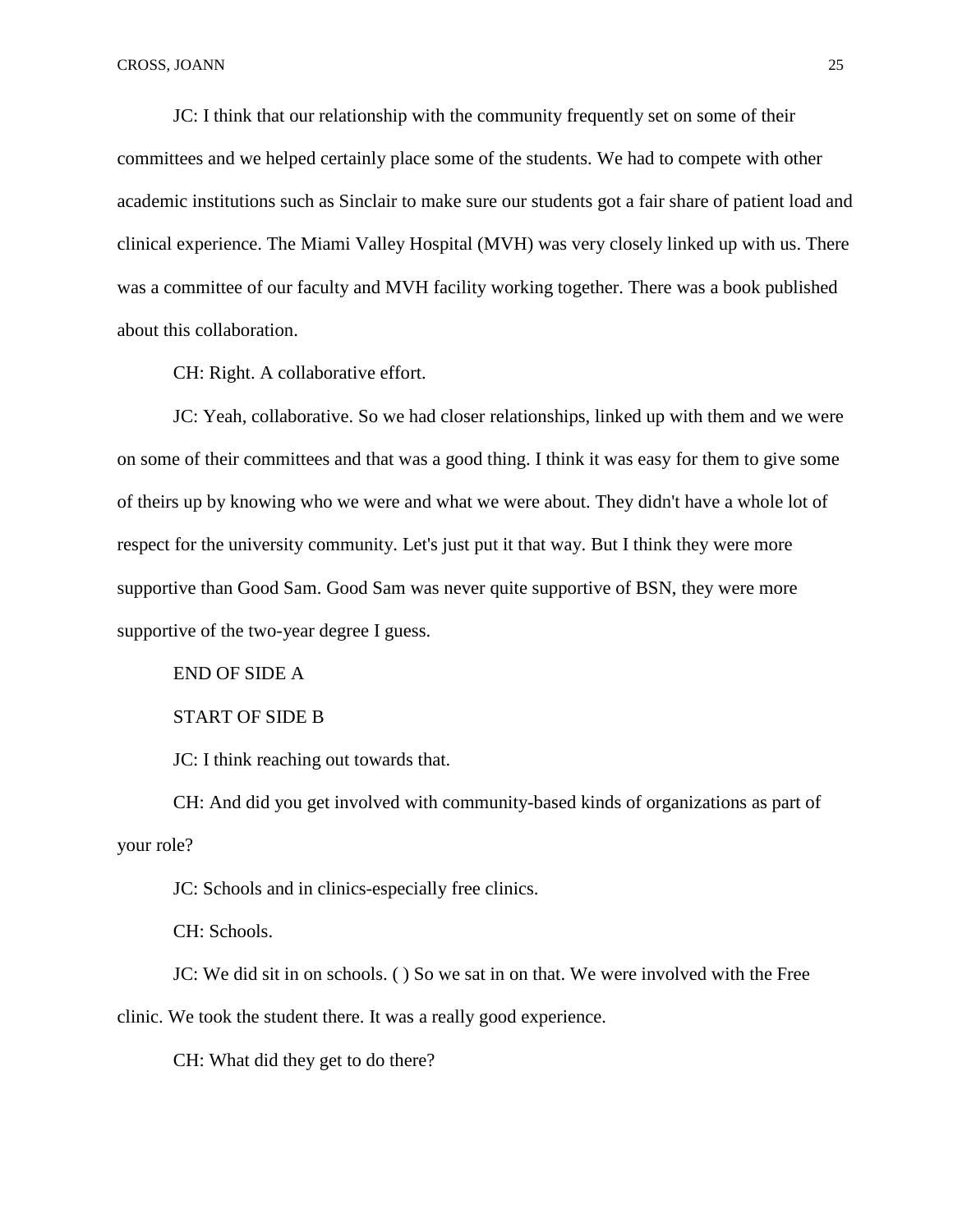JC: I think that our relationship with the community frequently set on some of their committees and we helped certainly place some of the students. We had to compete with other academic institutions such as Sinclair to make sure our students got a fair share of patient load and clinical experience. The Miami Valley Hospital (MVH) was very closely linked up with us. There was a committee of our faculty and MVH facility working together. There was a book published about this collaboration.

CH: Right. A collaborative effort.

JC: Yeah, collaborative. So we had closer relationships, linked up with them and we were on some of their committees and that was a good thing. I think it was easy for them to give some of theirs up by knowing who we were and what we were about. They didn't have a whole lot of respect for the university community. Let's just put it that way. But I think they were more supportive than Good Sam. Good Sam was never quite supportive of BSN, they were more supportive of the two-year degree I guess.

END OF SIDE A

START OF SIDE B

JC: I think reaching out towards that.

CH: And did you get involved with community-based kinds of organizations as part of your role?

JC: Schools and in clinics-especially free clinics.

CH: Schools.

JC: We did sit in on schools. ( ) So we sat in on that. We were involved with the Free clinic. We took the student there. It was a really good experience.

CH: What did they get to do there?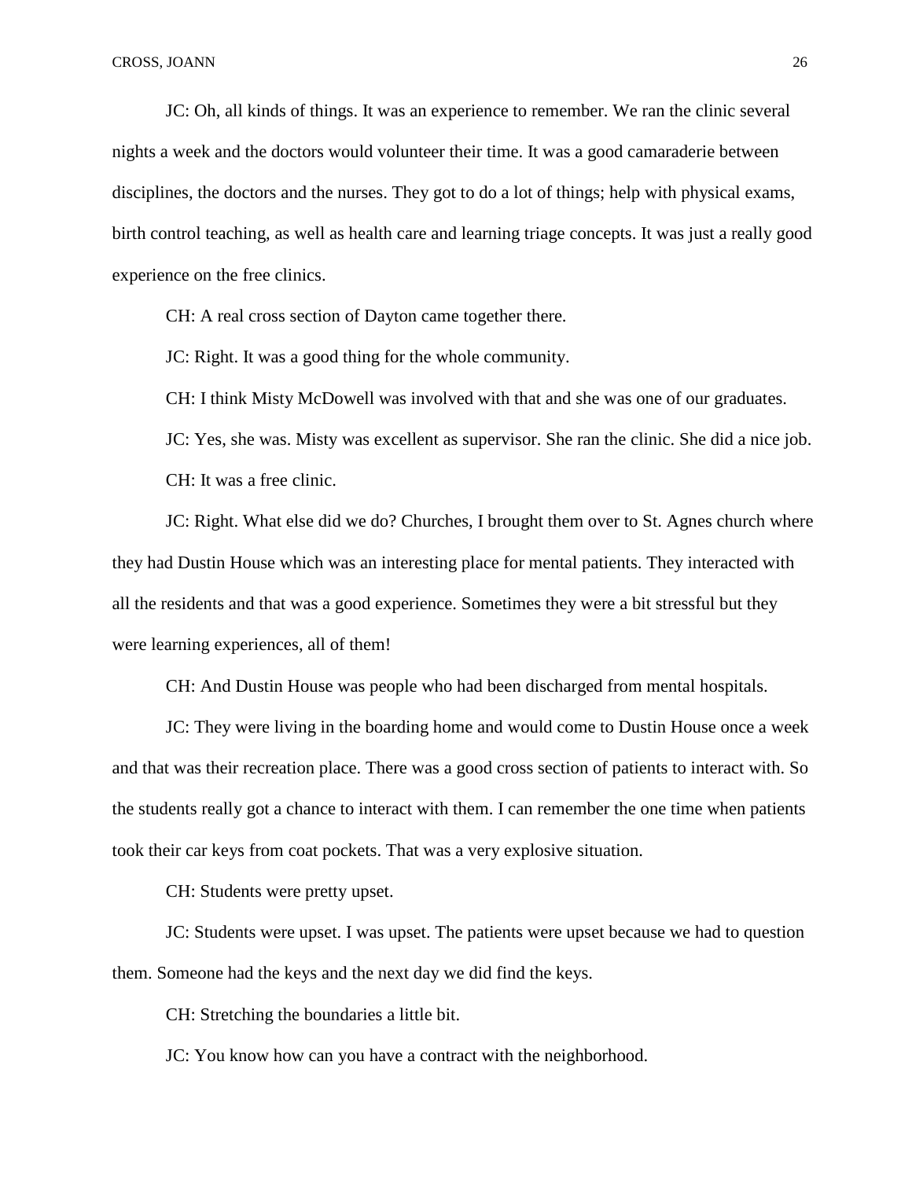JC: Oh, all kinds of things. It was an experience to remember. We ran the clinic several nights a week and the doctors would volunteer their time. It was a good camaraderie between disciplines, the doctors and the nurses. They got to do a lot of things; help with physical exams, birth control teaching, as well as health care and learning triage concepts. It was just a really good experience on the free clinics.

CH: A real cross section of Dayton came together there.

JC: Right. It was a good thing for the whole community.

CH: I think Misty McDowell was involved with that and she was one of our graduates.

JC: Yes, she was. Misty was excellent as supervisor. She ran the clinic. She did a nice job.

CH: It was a free clinic.

JC: Right. What else did we do? Churches, I brought them over to St. Agnes church where they had Dustin House which was an interesting place for mental patients. They interacted with all the residents and that was a good experience. Sometimes they were a bit stressful but they were learning experiences, all of them!

CH: And Dustin House was people who had been discharged from mental hospitals.

JC: They were living in the boarding home and would come to Dustin House once a week and that was their recreation place. There was a good cross section of patients to interact with. So the students really got a chance to interact with them. I can remember the one time when patients took their car keys from coat pockets. That was a very explosive situation.

CH: Students were pretty upset.

JC: Students were upset. I was upset. The patients were upset because we had to question them. Someone had the keys and the next day we did find the keys.

CH: Stretching the boundaries a little bit.

JC: You know how can you have a contract with the neighborhood.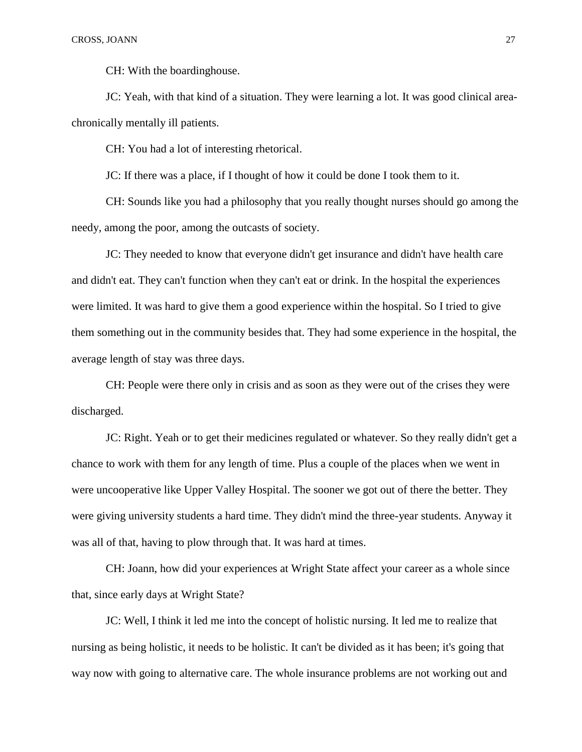CH: With the boardinghouse.

JC: Yeah, with that kind of a situation. They were learning a lot. It was good clinical area-chronically mentally ill patients.

CH: You had a lot of interesting rhetorical.

JC: If there was a place, if I thought of how it could be done I took them to it.

CH: Sounds like you had a philosophy that you really thought nurses should go among the needy, among the poor, among the outcasts of society.

JC: They needed to know that everyone didn't get insurance and didn't have health care and didn't eat. They can't function when they can't eat or drink. In the hospital the experiences were limited. It was hard to give them a good experience within the hospital. So I tried to give them something out in the community besides that. They had some experience in the hospital, the average length of stay was three days.

CH: People were there only in crisis and as soon as they were out of the crises they were discharged.

JC: Right. Yeah or to get their medicines regulated or whatever. So they really didn't get a chance to work with them for any length of time. Plus a couple of the places when we went in were uncooperative like Upper Valley Hospital. The sooner we got out of there the better. They were giving university students a hard time. They didn't mind the three-year students. Anyway it was all of that, having to plow through that. It was hard at times.

CH: Joann, how did your experiences at Wright State affect your career as a whole since that, since early days at Wright State?

JC: Well, I think it led me into the concept of holistic nursing. It led me to realize that nursing as being holistic, it needs to be holistic. It can't be divided as it has been; it's going that way now with going to alternative care. The whole insurance problems are not working out and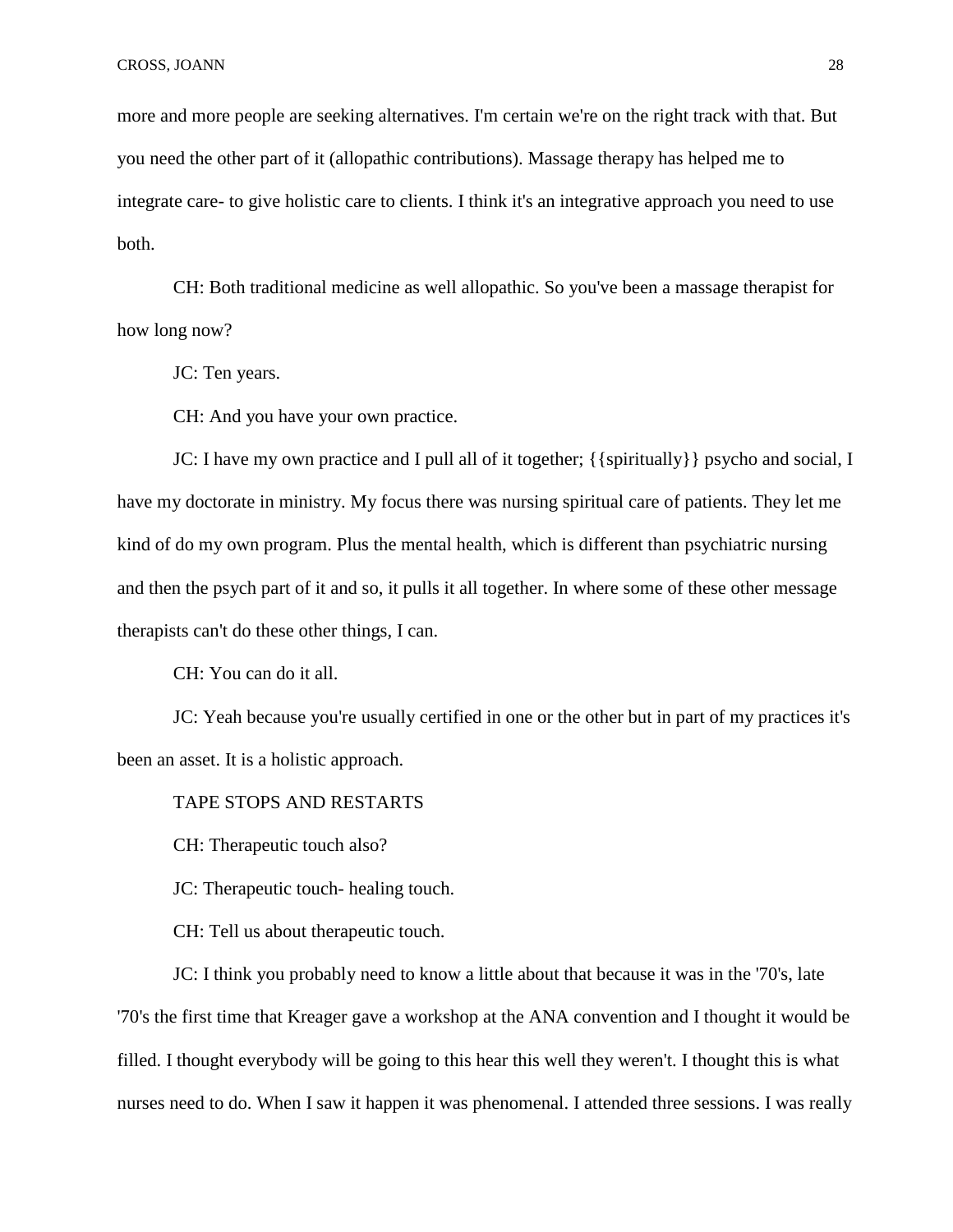more and more people are seeking alternatives. I'm certain we're on the right track with that. But you need the other part of it (allopathic contributions). Massage therapy has helped me to integrate care- to give holistic care to clients. I think it's an integrative approach you need to use both.

CH: Both traditional medicine as well allopathic. So you've been a massage therapist for how long now?

JC: Ten years.

CH: And you have your own practice.

JC: I have my own practice and I pull all of it together; {{spiritually}} psycho and social, I have my doctorate in ministry. My focus there was nursing spiritual care of patients. They let me kind of do my own program. Plus the mental health, which is different than psychiatric nursing and then the psych part of it and so, it pulls it all together. In where some of these other message therapists can't do these other things, I can.

CH: You can do it all.

JC: Yeah because you're usually certified in one or the other but in part of my practices it's been an asset. It is a holistic approach.

TAPE STOPS AND RESTARTS

CH: Therapeutic touch also?

JC: Therapeutic touch- healing touch.

CH: Tell us about therapeutic touch.

JC: I think you probably need to know a little about that because it was in the '70's, late '70's the first time that Kreager gave a workshop at the ANA convention and I thought it would be filled. I thought everybody will be going to this hear this well they weren't. I thought this is what nurses need to do. When I saw it happen it was phenomenal. I attended three sessions. I was really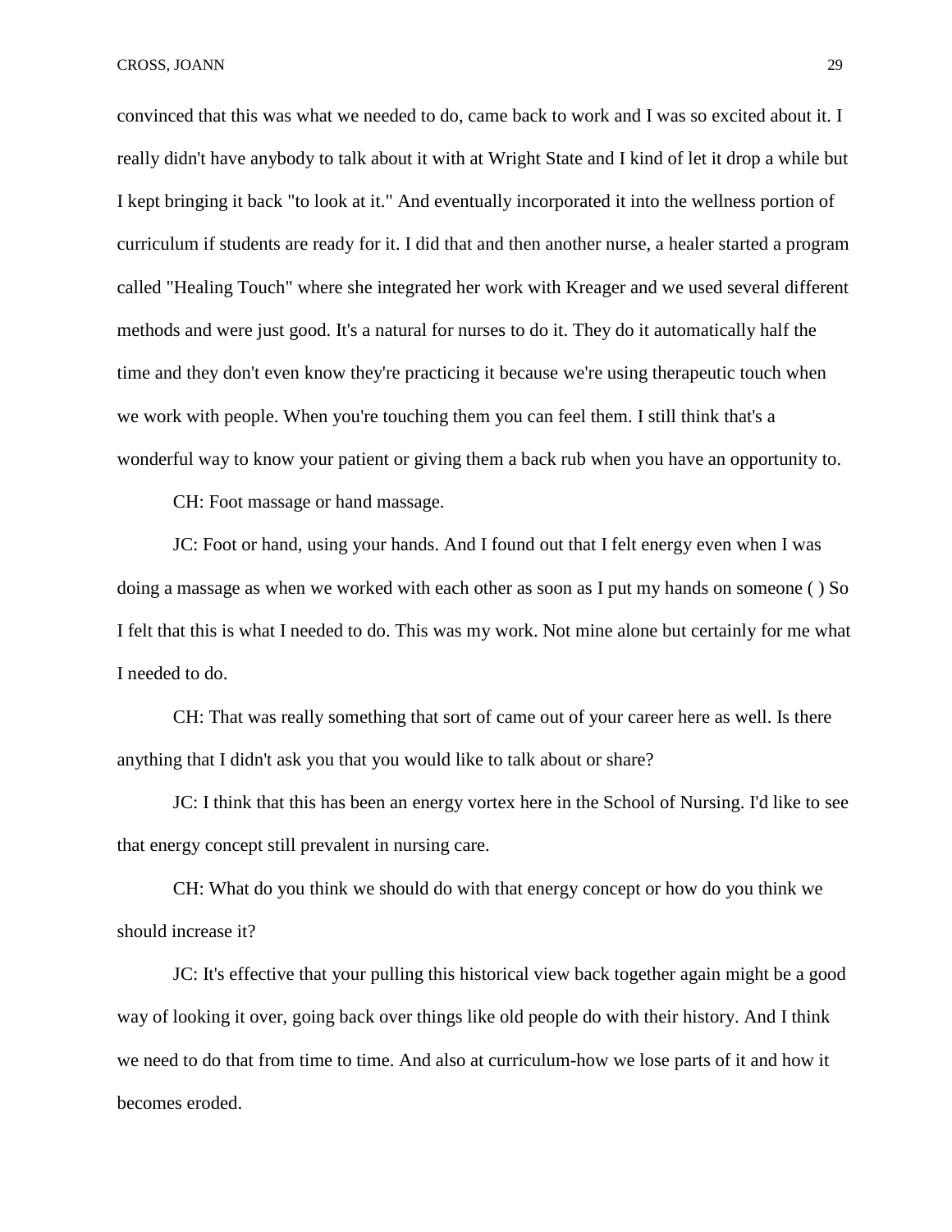convinced that this was what we needed to do, came back to work and I was so excited about it. I really didn't have anybody to talk about it with at Wright State and I kind of let it drop a while but I kept bringing it back "to look at it." And eventually incorporated it into the wellness portion of curriculum if students are ready for it. I did that and then another nurse, a healer started a program called "Healing Touch" where she integrated her work with Kreager and we used several different methods and were just good. It's a natural for nurses to do it. They do it automatically half the time and they don't even know they're practicing it because we're using therapeutic touch when we work with people. When you're touching them you can feel them. I still think that's a wonderful way to know your patient or giving them a back rub when you have an opportunity to.

CH: Foot massage or hand massage.

JC: Foot or hand, using your hands. And I found out that I felt energy even when I was doing a massage as when we worked with each other as soon as I put my hands on someone ( ) So I felt that this is what I needed to do. This was my work. Not mine alone but certainly for me what I needed to do.

CH: That was really something that sort of came out of your career here as well. Is there anything that I didn't ask you that you would like to talk about or share?

JC: I think that this has been an energy vortex here in the School of Nursing. I'd like to see that energy concept still prevalent in nursing care.

CH: What do you think we should do with that energy concept or how do you think we should increase it?

JC: It's effective that your pulling this historical view back together again might be a good way of looking it over, going back over things like old people do with their history. And I think we need to do that from time to time. And also at curriculum-how we lose parts of it and how it becomes eroded.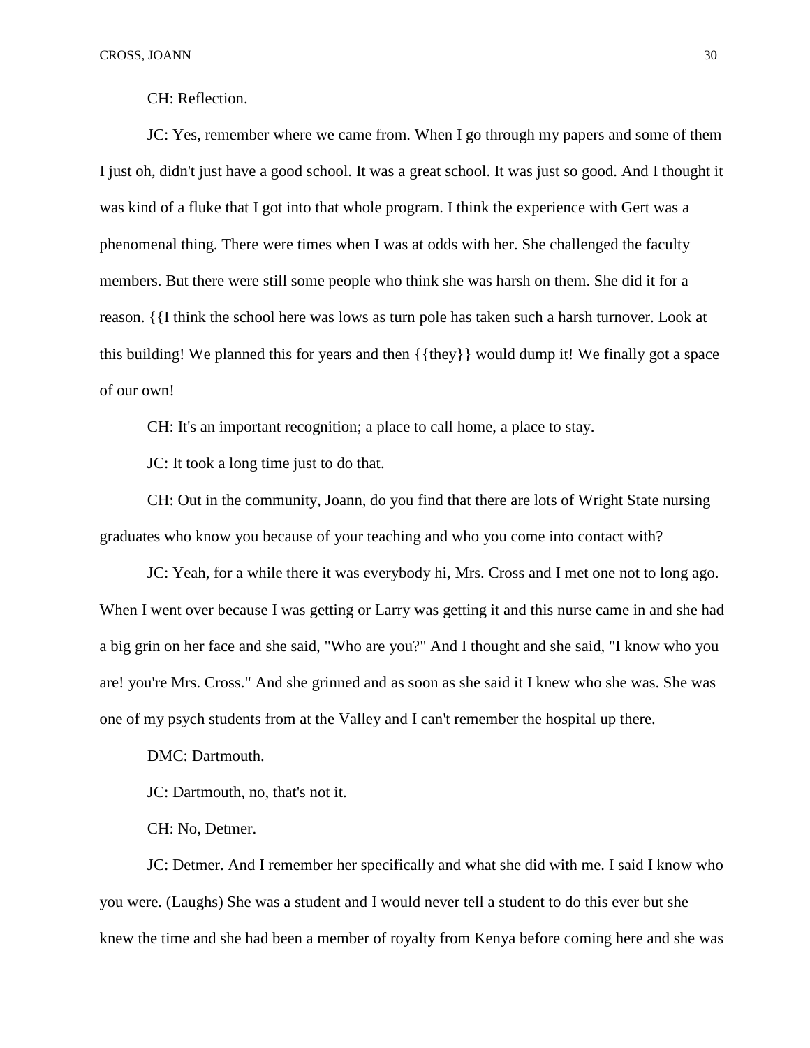CH: Reflection.

JC: Yes, remember where we came from. When I go through my papers and some of them I just oh, didn't just have a good school. It was a great school. It was just so good. And I thought it was kind of a fluke that I got into that whole program. I think the experience with Gert was a phenomenal thing. There were times when I was at odds with her. She challenged the faculty members. But there were still some people who think she was harsh on them. She did it for a reason. {{I think the school here was lows as turn pole has taken such a harsh turnover. Look at this building! We planned this for years and then {{they}} would dump it! We finally got a space of our own!

CH: It's an important recognition; a place to call home, a place to stay.

JC: It took a long time just to do that.

CH: Out in the community, Joann, do you find that there are lots of Wright State nursing graduates who know you because of your teaching and who you come into contact with?

JC: Yeah, for a while there it was everybody hi, Mrs. Cross and I met one not to long ago. When I went over because I was getting or Larry was getting it and this nurse came in and she had a big grin on her face and she said, "Who are you?" And I thought and she said, "I know who you are! you're Mrs. Cross." And she grinned and as soon as she said it I knew who she was. She was one of my psych students from at the Valley and I can't remember the hospital up there.

DMC: Dartmouth.

JC: Dartmouth, no, that's not it.

CH: No, Detmer.

JC: Detmer. And I remember her specifically and what she did with me. I said I know who you were. (Laughs) She was a student and I would never tell a student to do this ever but she knew the time and she had been a member of royalty from Kenya before coming here and she was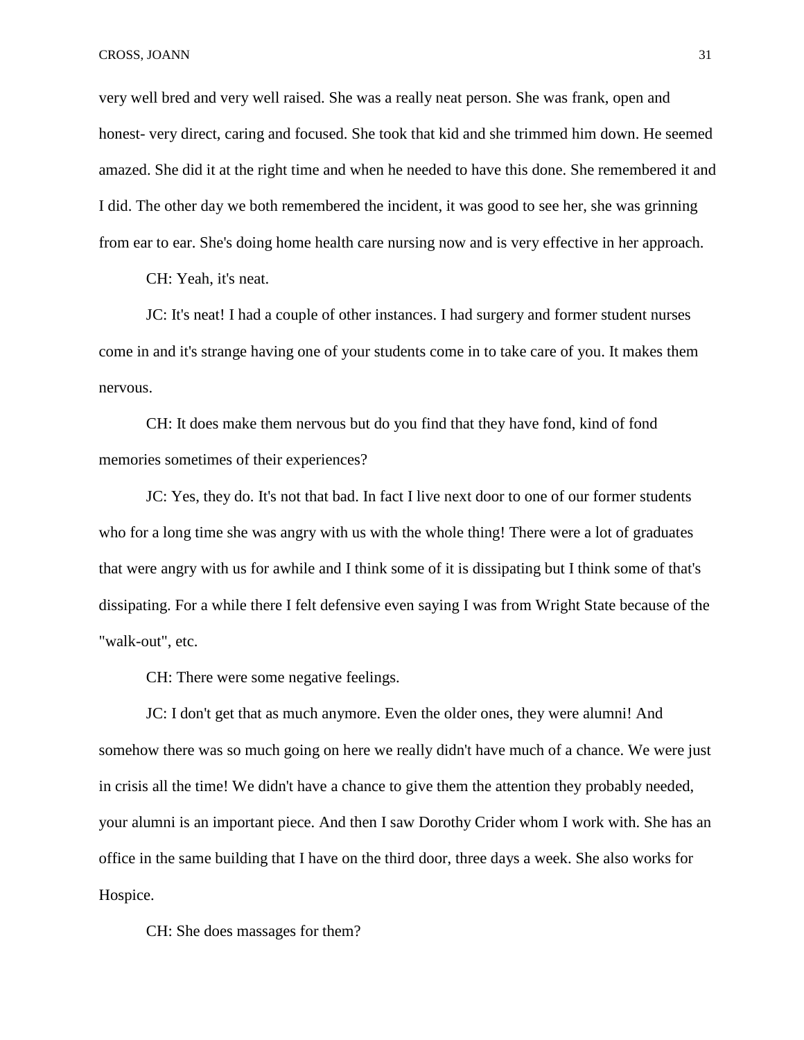very well bred and very well raised. She was a really neat person. She was frank, open and honest- very direct, caring and focused. She took that kid and she trimmed him down. He seemed amazed. She did it at the right time and when he needed to have this done. She remembered it and I did. The other day we both remembered the incident, it was good to see her, she was grinning from ear to ear. She's doing home health care nursing now and is very effective in her approach.

CH: Yeah, it's neat.

JC: It's neat! I had a couple of other instances. I had surgery and former student nurses come in and it's strange having one of your students come in to take care of you. It makes them nervous.

CH: It does make them nervous but do you find that they have fond, kind of fond memories sometimes of their experiences?

JC: Yes, they do. It's not that bad. In fact I live next door to one of our former students who for a long time she was angry with us with the whole thing! There were a lot of graduates that were angry with us for awhile and I think some of it is dissipating but I think some of that's dissipating. For a while there I felt defensive even saying I was from Wright State because of the "walk-out", etc.

CH: There were some negative feelings.

JC: I don't get that as much anymore. Even the older ones, they were alumni! And somehow there was so much going on here we really didn't have much of a chance. We were just in crisis all the time! We didn't have a chance to give them the attention they probably needed, your alumni is an important piece. And then I saw Dorothy Crider whom I work with. She has an office in the same building that I have on the third door, three days a week. She also works for Hospice.

CH: She does massages for them?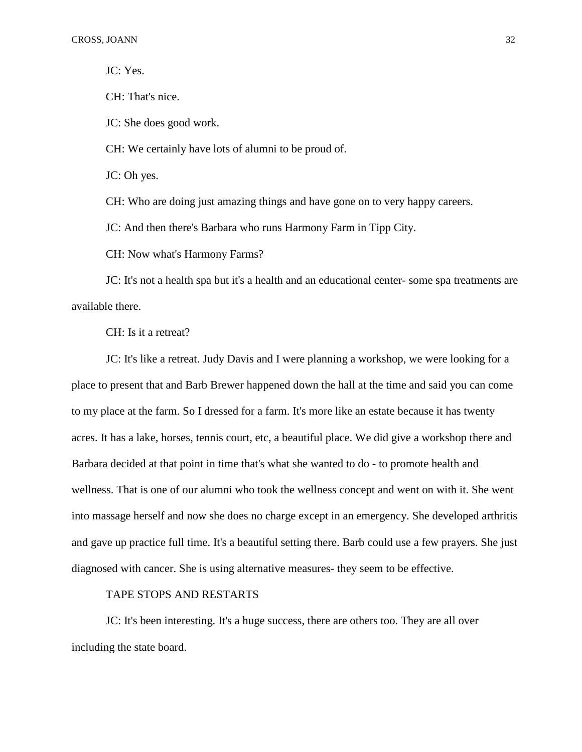JC: Yes.

CH: That's nice.

JC: She does good work.

CH: We certainly have lots of alumni to be proud of.

JC: Oh yes.

CH: Who are doing just amazing things and have gone on to very happy careers.

JC: And then there's Barbara who runs Harmony Farm in Tipp City.

CH: Now what's Harmony Farms?

JC: It's not a health spa but it's a health and an educational center- some spa treatments are available there.

CH: Is it a retreat?

JC: It's like a retreat. Judy Davis and I were planning a workshop, we were looking for a place to present that and Barb Brewer happened down the hall at the time and said you can come to my place at the farm. So I dressed for a farm. It's more like an estate because it has twenty acres. It has a lake, horses, tennis court, etc, a beautiful place. We did give a workshop there and Barbara decided at that point in time that's what she wanted to do - to promote health and wellness. That is one of our alumni who took the wellness concept and went on with it. She went into massage herself and now she does no charge except in an emergency. She developed arthritis and gave up practice full time. It's a beautiful setting there. Barb could use a few prayers. She just diagnosed with cancer. She is using alternative measures- they seem to be effective.

TAPE STOPS AND RESTARTS

JC: It's been interesting. It's a huge success, there are others too. They are all over including the state board.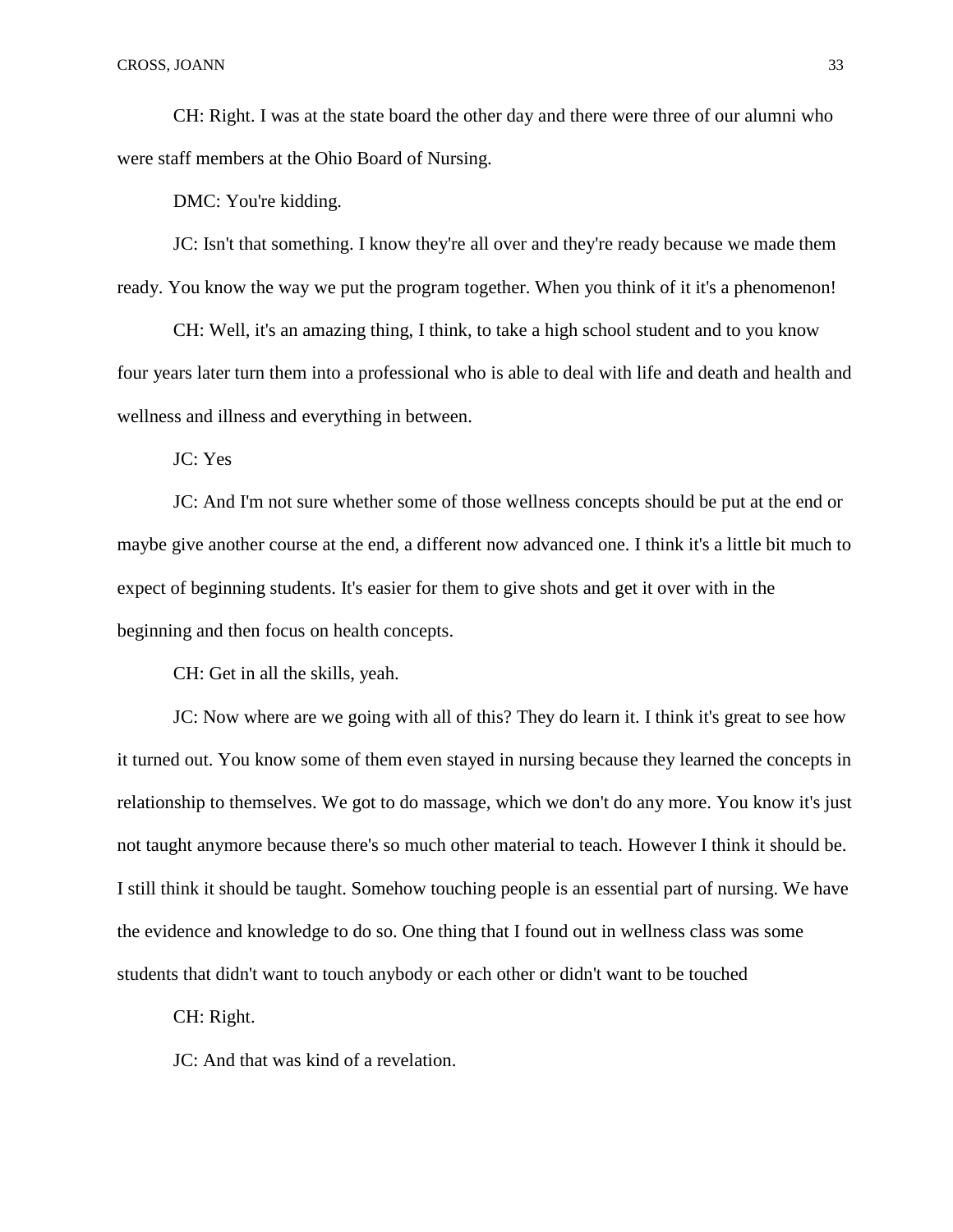CH: Right. I was at the state board the other day and there were three of our alumni who were staff members at the Ohio Board of Nursing.

DMC: You're kidding.

JC: Isn't that something. I know they're all over and they're ready because we made them ready. You know the way we put the program together. When you think of it it's a phenomenon!

CH: Well, it's an amazing thing, I think, to take a high school student and to you know four years later turn them into a professional who is able to deal with life and death and health and wellness and illness and everything in between.

JC: Yes

JC: And I'm not sure whether some of those wellness concepts should be put at the end or maybe give another course at the end, a different now advanced one. I think it's a little bit much to expect of beginning students. It's easier for them to give shots and get it over with in the beginning and then focus on health concepts.

CH: Get in all the skills, yeah.

JC: Now where are we going with all of this? They do learn it. I think it's great to see how it turned out. You know some of them even stayed in nursing because they learned the concepts in relationship to themselves. We got to do massage, which we don't do any more. You know it's just not taught anymore because there's so much other material to teach. However I think it should be. I still think it should be taught. Somehow touching people is an essential part of nursing. We have the evidence and knowledge to do so. One thing that I found out in wellness class was some students that didn't want to touch anybody or each other or didn't want to be touched

CH: Right.

JC: And that was kind of a revelation.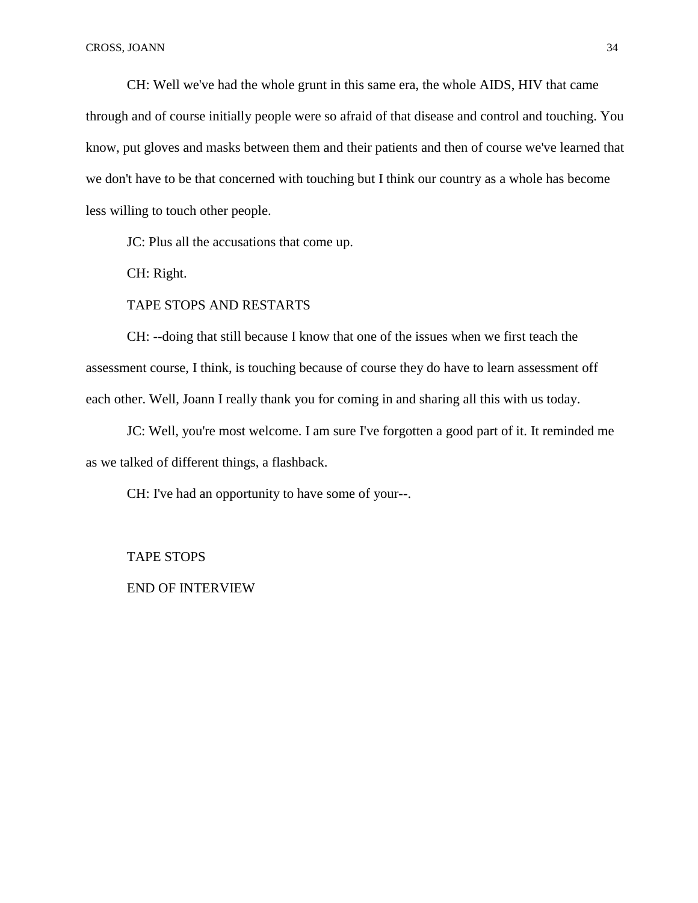CH: Well we've had the whole grunt in this same era, the whole AIDS, HIV that came through and of course initially people were so afraid of that disease and control and touching. You know, put gloves and masks between them and their patients and then of course we've learned that we don't have to be that concerned with touching but I think our country as a whole has become less willing to touch other people.

JC: Plus all the accusations that come up.

CH: Right.

TAPE STOPS AND RESTARTS

CH: --doing that still because I know that one of the issues when we first teach the assessment course, I think, is touching because of course they do have to learn assessment off each other. Well, Joann I really thank you for coming in and sharing all this with us today.

JC: Well, you're most welcome. I am sure I've forgotten a good part of it. It reminded me as we talked of different things, a flashback.

CH: I've had an opportunity to have some of your--.

TAPE STOPS

END OF INTERVIEW